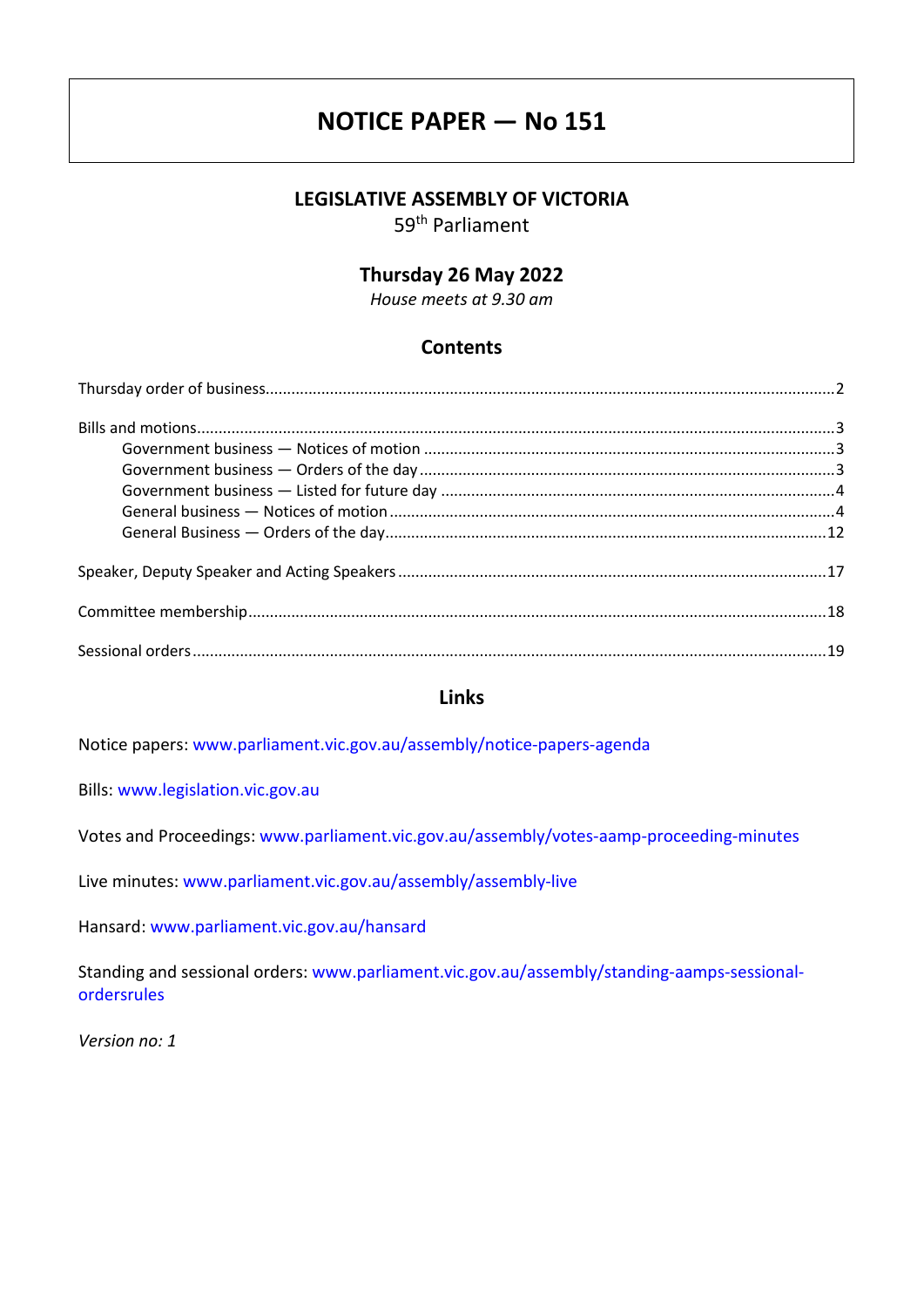# NOTICE PAPER — No 151

## LEGISLATIVE ASSEMBLY OF VICTORIA

59th Parliament

## Thursday 26 May 2022

*House meets at 9.30 am*

## Contents

Thursday order of business ..... 2

Bills and motions ..... 3
- Government business — Notices of motion ..... 3
- Government business — Orders of the day ..... 3
- Government business — Listed for future day ..... 4
- General business — Notices of motion ..... 4
- General Business — Orders of the day ..... 12

Speaker, Deputy Speaker and Acting Speakers ..... 17

Committee membership ..... 18

Sessional orders ..... 19

## Links

Notice papers: www.parliament.vic.gov.au/assembly/notice-papers-agenda

Bills: www.legislation.vic.gov.au

Votes and Proceedings: www.parliament.vic.gov.au/assembly/votes-aamp-proceeding-minutes

Live minutes: www.parliament.vic.gov.au/assembly/assembly-live

Hansard: www.parliament.vic.gov.au/hansard

Standing and sessional orders: www.parliament.vic.gov.au/assembly/standing-aamps-sessional-ordersrules

*Version no: 1*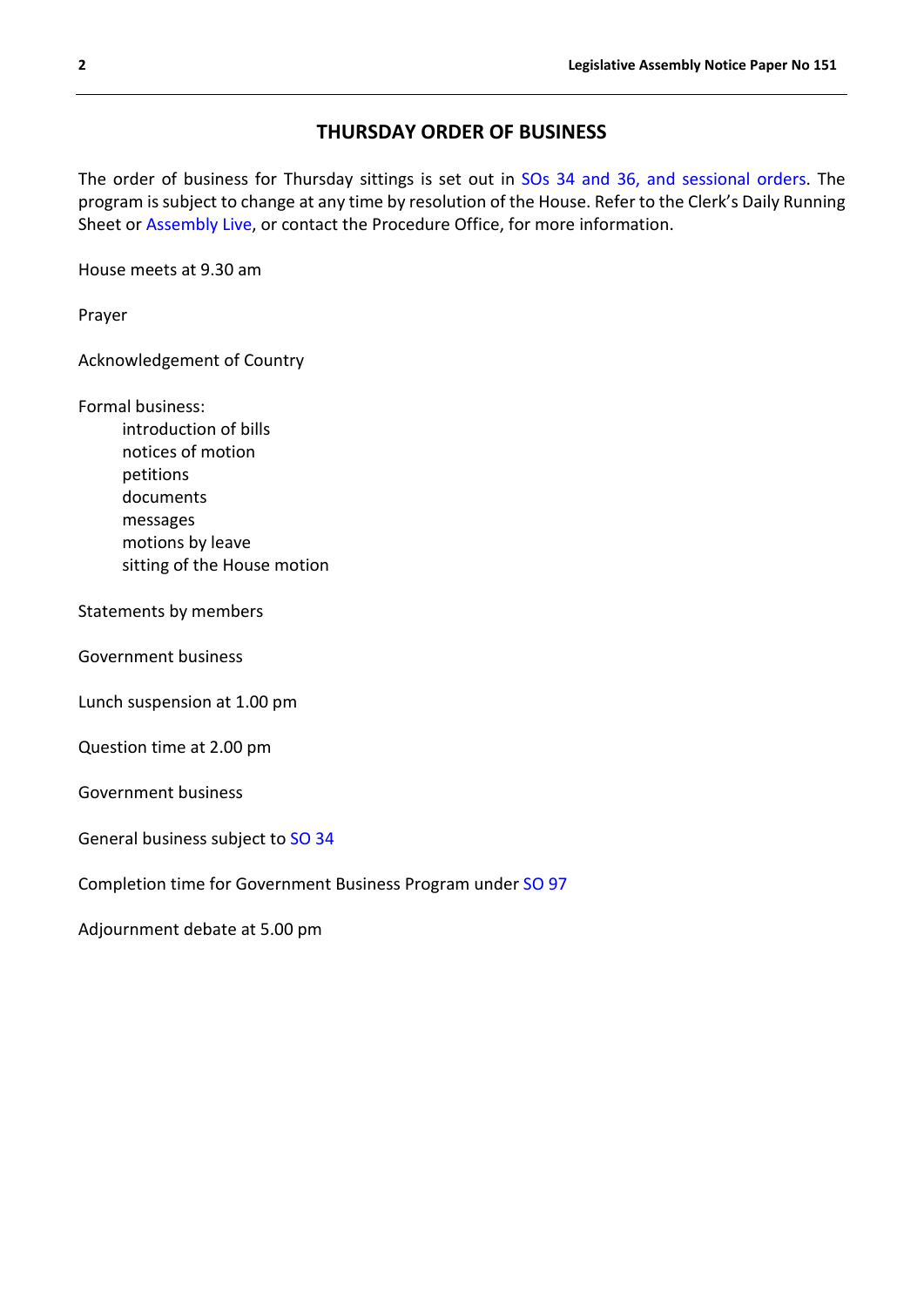## THURSDAY ORDER OF BUSINESS

The order of business for Thursday sittings is set out in SOs 34 and 36, and sessional orders. The program is subject to change at any time by resolution of the House. Refer to the Clerk's Daily Running Sheet or Assembly Live, or contact the Procedure Office, for more information.

House meets at 9.30 am

Prayer

Acknowledgement of Country

Formal business:
- introduction of bills
- notices of motion
- petitions
- documents
- messages
- motions by leave
- sitting of the House motion

Statements by members

Government business

Lunch suspension at 1.00 pm

Question time at 2.00 pm

Government business

General business subject to SO 34

Completion time for Government Business Program under SO 97

Adjournment debate at 5.00 pm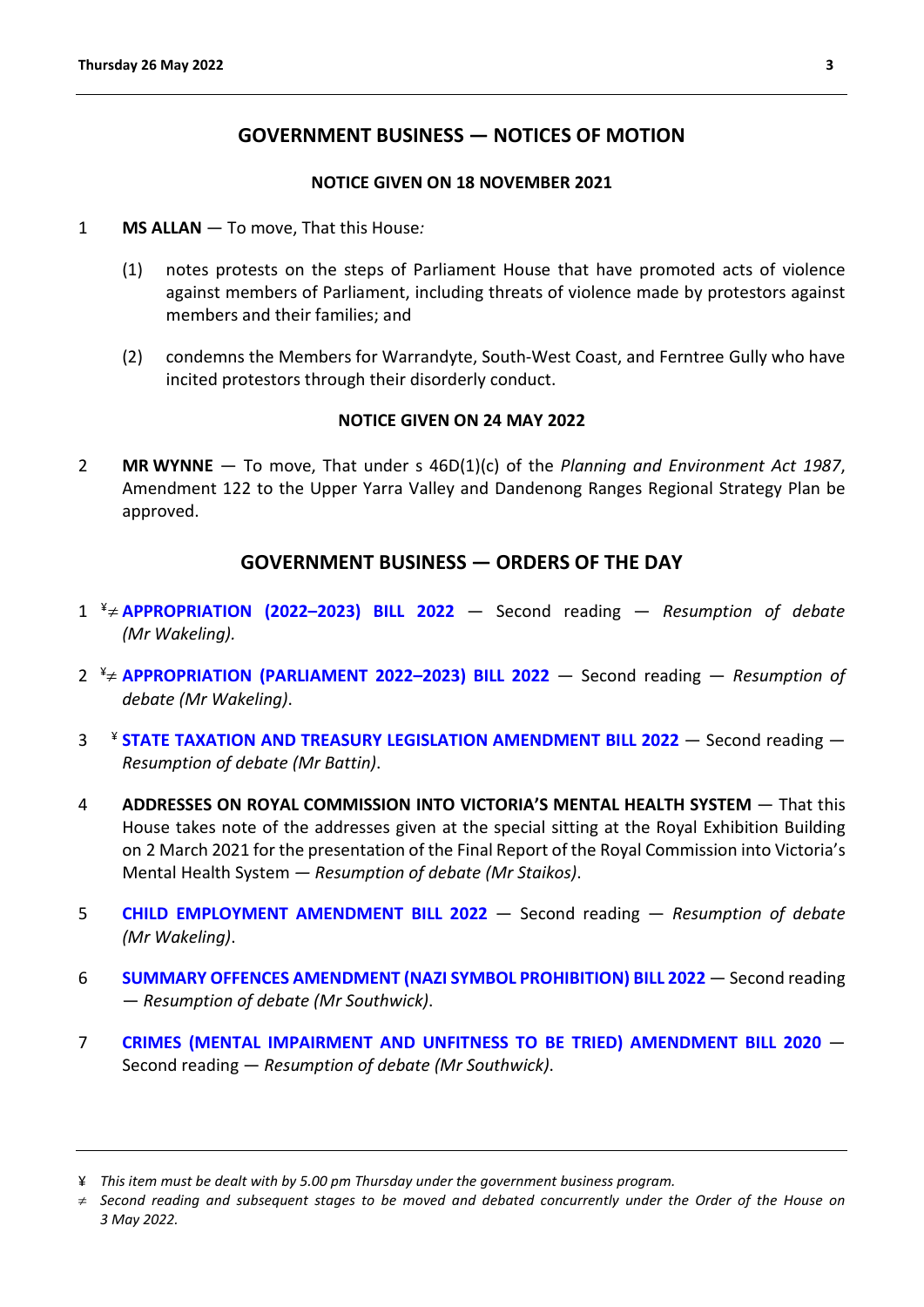## GOVERNMENT BUSINESS — NOTICES OF MOTION

**NOTICE GIVEN ON 18 NOVEMBER 2021**

1 **MS ALLAN** — To move, That this House*:*

(1) notes protests on the steps of Parliament House that have promoted acts of violence against members of Parliament, including threats of violence made by protestors against members and their families; and

(2) condemns the Members for Warrandyte, South-West Coast, and Ferntree Gully who have incited protestors through their disorderly conduct.

**NOTICE GIVEN ON 24 MAY 2022**

2 **MR WYNNE** — To move, That under s 46D(1)(c) of the *Planning and Environment Act 1987*, Amendment 122 to the Upper Yarra Valley and Dandenong Ranges Regional Strategy Plan be approved.

## GOVERNMENT BUSINESS — ORDERS OF THE DAY

1 ¥≠ **APPROPRIATION (2022–2023) BILL 2022** — Second reading — *Resumption of debate (Mr Wakeling).*

2 ¥≠ **APPROPRIATION (PARLIAMENT 2022–2023) BILL 2022** — Second reading — *Resumption of debate (Mr Wakeling).*

3 ¥ **STATE TAXATION AND TREASURY LEGISLATION AMENDMENT BILL 2022** — Second reading — *Resumption of debate (Mr Battin)*.

4 **ADDRESSES ON ROYAL COMMISSION INTO VICTORIA'S MENTAL HEALTH SYSTEM** — That this House takes note of the addresses given at the special sitting at the Royal Exhibition Building on 2 March 2021 for the presentation of the Final Report of the Royal Commission into Victoria's Mental Health System — *Resumption of debate (Mr Staikos)*.

5 **CHILD EMPLOYMENT AMENDMENT BILL 2022** — Second reading — *Resumption of debate (Mr Wakeling)*.

6 **SUMMARY OFFENCES AMENDMENT (NAZI SYMBOL PROHIBITION) BILL 2022** — Second reading — *Resumption of debate (Mr Southwick)*.

7 **CRIMES (MENTAL IMPAIRMENT AND UNFITNESS TO BE TRIED) AMENDMENT BILL 2020** — Second reading — *Resumption of debate (Mr Southwick)*.

---

¥ *This item must be dealt with by 5.00 pm Thursday under the government business program.*

≠ *Second reading and subsequent stages to be moved and debated concurrently under the Order of the House on 3 May 2022.*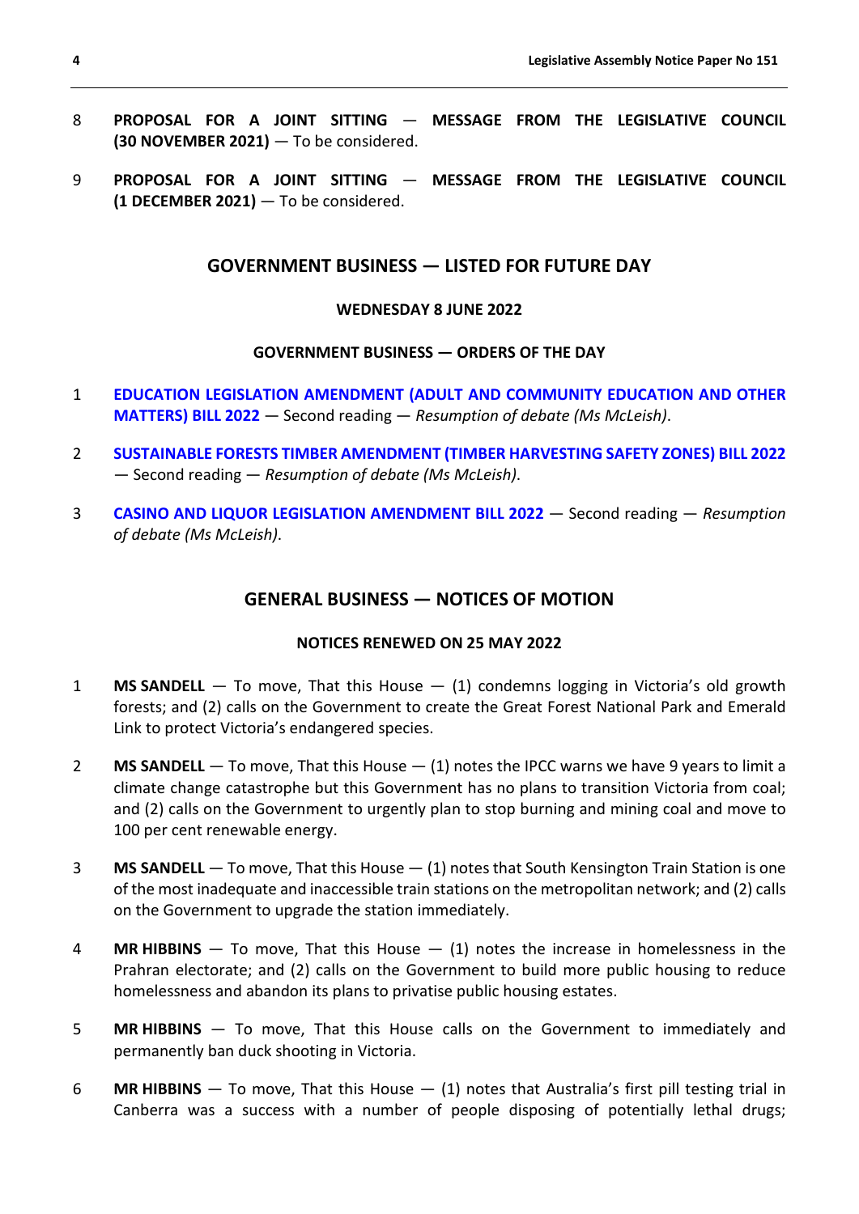8 **PROPOSAL FOR A JOINT SITTING — MESSAGE FROM THE LEGISLATIVE COUNCIL (30 NOVEMBER 2021)** — To be considered.

9 **PROPOSAL FOR A JOINT SITTING — MESSAGE FROM THE LEGISLATIVE COUNCIL (1 DECEMBER 2021)** — To be considered.

## GOVERNMENT BUSINESS — LISTED FOR FUTURE DAY

### WEDNESDAY 8 JUNE 2022

#### GOVERNMENT BUSINESS — ORDERS OF THE DAY

1 **EDUCATION LEGISLATION AMENDMENT (ADULT AND COMMUNITY EDUCATION AND OTHER MATTERS) BILL 2022** — Second reading — *Resumption of debate (Ms McLeish)*.

2 **SUSTAINABLE FORESTS TIMBER AMENDMENT (TIMBER HARVESTING SAFETY ZONES) BILL 2022** — Second reading — *Resumption of debate (Ms McLeish)*.

3 **CASINO AND LIQUOR LEGISLATION AMENDMENT BILL 2022** — Second reading — *Resumption of debate (Ms McLeish)*.

## GENERAL BUSINESS — NOTICES OF MOTION

### NOTICES RENEWED ON 25 MAY 2022

1 **MS SANDELL** — To move, That this House — (1) condemns logging in Victoria's old growth forests; and (2) calls on the Government to create the Great Forest National Park and Emerald Link to protect Victoria's endangered species.

2 **MS SANDELL** — To move, That this House — (1) notes the IPCC warns we have 9 years to limit a climate change catastrophe but this Government has no plans to transition Victoria from coal; and (2) calls on the Government to urgently plan to stop burning and mining coal and move to 100 per cent renewable energy.

3 **MS SANDELL** — To move, That this House — (1) notes that South Kensington Train Station is one of the most inadequate and inaccessible train stations on the metropolitan network; and (2) calls on the Government to upgrade the station immediately.

4 **MR HIBBINS** — To move, That this House — (1) notes the increase in homelessness in the Prahran electorate; and (2) calls on the Government to build more public housing to reduce homelessness and abandon its plans to privatise public housing estates.

5 **MR HIBBINS** — To move, That this House calls on the Government to immediately and permanently ban duck shooting in Victoria.

6 **MR HIBBINS** — To move, That this House — (1) notes that Australia's first pill testing trial in Canberra was a success with a number of people disposing of potentially lethal drugs;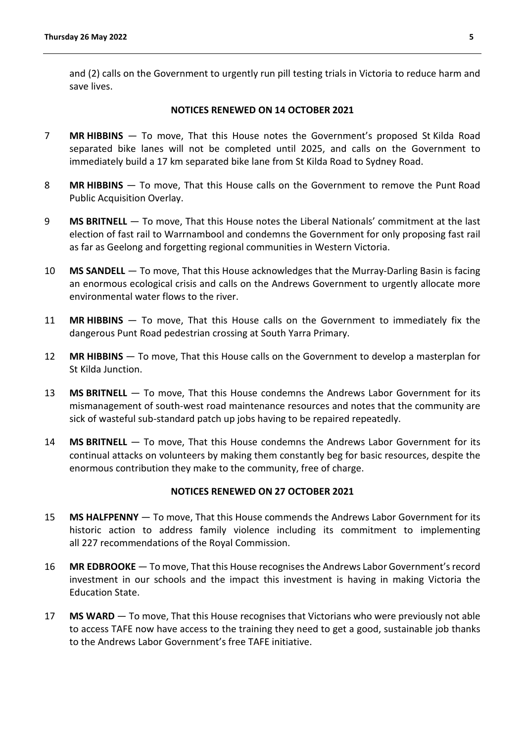and (2) calls on the Government to urgently run pill testing trials in Victoria to reduce harm and save lives.

## NOTICES RENEWED ON 14 OCTOBER 2021

7 **MR HIBBINS** — To move, That this House notes the Government's proposed St Kilda Road separated bike lanes will not be completed until 2025, and calls on the Government to immediately build a 17 km separated bike lane from St Kilda Road to Sydney Road.

8 **MR HIBBINS** — To move, That this House calls on the Government to remove the Punt Road Public Acquisition Overlay.

9 **MS BRITNELL** — To move, That this House notes the Liberal Nationals' commitment at the last election of fast rail to Warrnambool and condemns the Government for only proposing fast rail as far as Geelong and forgetting regional communities in Western Victoria.

10 **MS SANDELL** — To move, That this House acknowledges that the Murray-Darling Basin is facing an enormous ecological crisis and calls on the Andrews Government to urgently allocate more environmental water flows to the river.

11 **MR HIBBINS** — To move, That this House calls on the Government to immediately fix the dangerous Punt Road pedestrian crossing at South Yarra Primary.

12 **MR HIBBINS** — To move, That this House calls on the Government to develop a masterplan for St Kilda Junction.

13 **MS BRITNELL** — To move, That this House condemns the Andrews Labor Government for its mismanagement of south-west road maintenance resources and notes that the community are sick of wasteful sub-standard patch up jobs having to be repaired repeatedly.

14 **MS BRITNELL** — To move, That this House condemns the Andrews Labor Government for its continual attacks on volunteers by making them constantly beg for basic resources, despite the enormous contribution they make to the community, free of charge.

## NOTICES RENEWED ON 27 OCTOBER 2021

15 **MS HALFPENNY** — To move, That this House commends the Andrews Labor Government for its historic action to address family violence including its commitment to implementing all 227 recommendations of the Royal Commission.

16 **MR EDBROOKE** — To move, That this House recognises the Andrews Labor Government's record investment in our schools and the impact this investment is having in making Victoria the Education State.

17 **MS WARD** — To move, That this House recognises that Victorians who were previously not able to access TAFE now have access to the training they need to get a good, sustainable job thanks to the Andrews Labor Government's free TAFE initiative.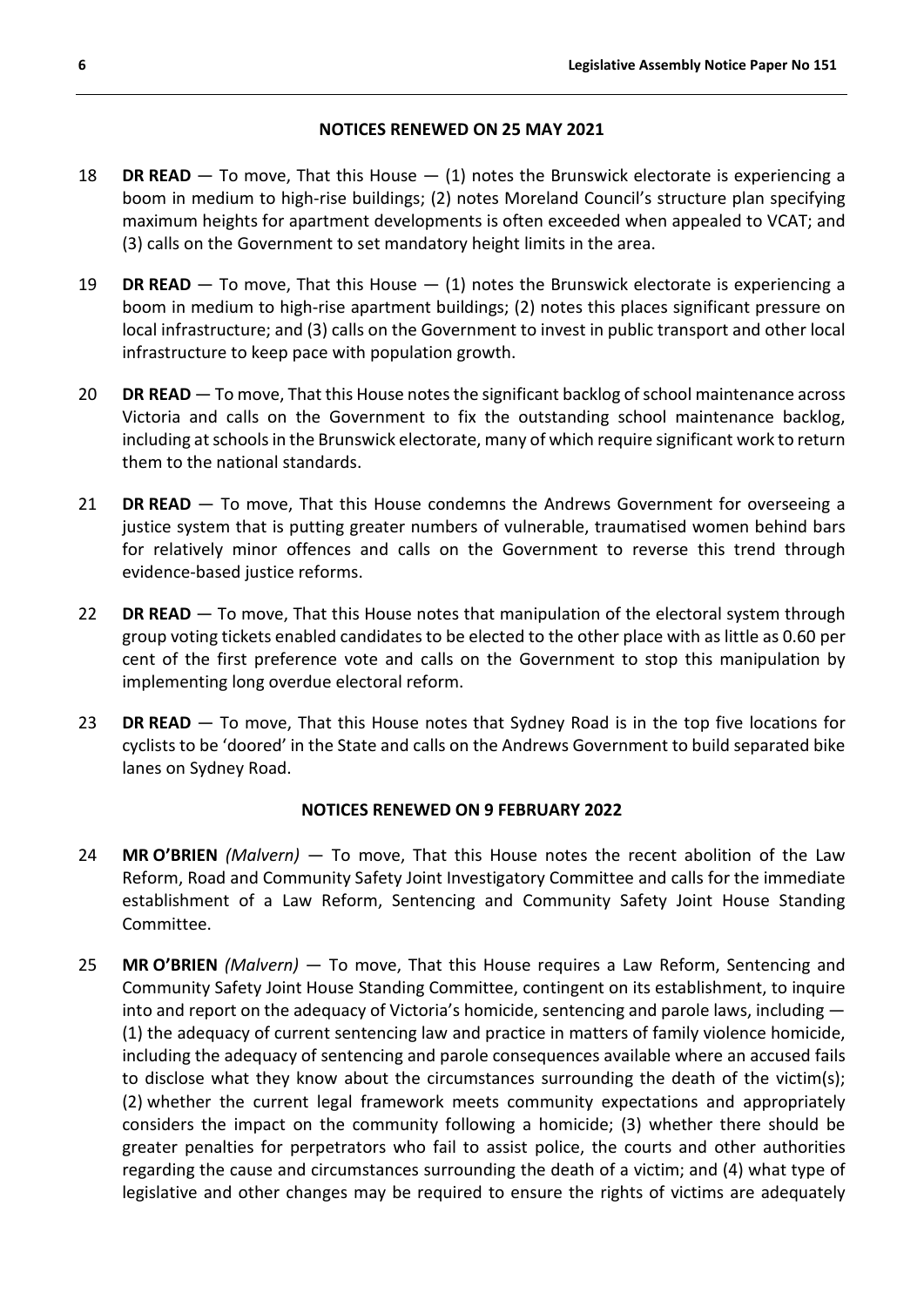## NOTICES RENEWED ON 25 MAY 2021

18 **DR READ** — To move, That this House — (1) notes the Brunswick electorate is experiencing a boom in medium to high-rise buildings; (2) notes Moreland Council's structure plan specifying maximum heights for apartment developments is often exceeded when appealed to VCAT; and (3) calls on the Government to set mandatory height limits in the area.

19 **DR READ** — To move, That this House — (1) notes the Brunswick electorate is experiencing a boom in medium to high-rise apartment buildings; (2) notes this places significant pressure on local infrastructure; and (3) calls on the Government to invest in public transport and other local infrastructure to keep pace with population growth.

20 **DR READ** — To move, That this House notes the significant backlog of school maintenance across Victoria and calls on the Government to fix the outstanding school maintenance backlog, including at schools in the Brunswick electorate, many of which require significant work to return them to the national standards.

21 **DR READ** — To move, That this House condemns the Andrews Government for overseeing a justice system that is putting greater numbers of vulnerable, traumatised women behind bars for relatively minor offences and calls on the Government to reverse this trend through evidence-based justice reforms.

22 **DR READ** — To move, That this House notes that manipulation of the electoral system through group voting tickets enabled candidates to be elected to the other place with as little as 0.60 per cent of the first preference vote and calls on the Government to stop this manipulation by implementing long overdue electoral reform.

23 **DR READ** — To move, That this House notes that Sydney Road is in the top five locations for cyclists to be 'doored' in the State and calls on the Andrews Government to build separated bike lanes on Sydney Road.

## NOTICES RENEWED ON 9 FEBRUARY 2022

24 **MR O'BRIEN** *(Malvern)* — To move, That this House notes the recent abolition of the Law Reform, Road and Community Safety Joint Investigatory Committee and calls for the immediate establishment of a Law Reform, Sentencing and Community Safety Joint House Standing Committee.

25 **MR O'BRIEN** *(Malvern)* — To move, That this House requires a Law Reform, Sentencing and Community Safety Joint House Standing Committee, contingent on its establishment, to inquire into and report on the adequacy of Victoria's homicide, sentencing and parole laws, including — (1) the adequacy of current sentencing law and practice in matters of family violence homicide, including the adequacy of sentencing and parole consequences available where an accused fails to disclose what they know about the circumstances surrounding the death of the victim(s); (2) whether the current legal framework meets community expectations and appropriately considers the impact on the community following a homicide; (3) whether there should be greater penalties for perpetrators who fail to assist police, the courts and other authorities regarding the cause and circumstances surrounding the death of a victim; and (4) what type of legislative and other changes may be required to ensure the rights of victims are adequately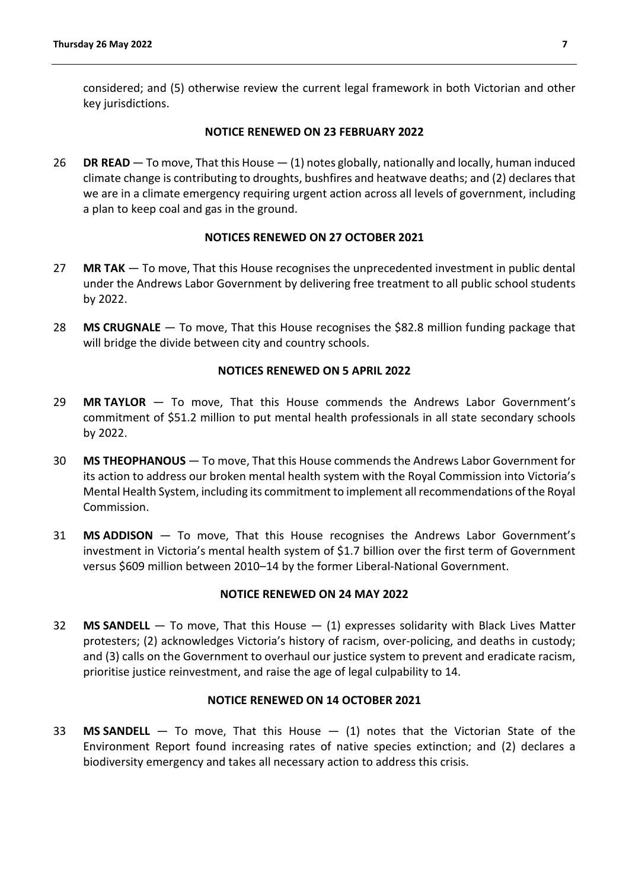considered; and (5) otherwise review the current legal framework in both Victorian and other key jurisdictions.

**NOTICE RENEWED ON 23 FEBRUARY 2022**

26 **DR READ** — To move, That this House — (1) notes globally, nationally and locally, human induced climate change is contributing to droughts, bushfires and heatwave deaths; and (2) declares that we are in a climate emergency requiring urgent action across all levels of government, including a plan to keep coal and gas in the ground.

**NOTICES RENEWED ON 27 OCTOBER 2021**

27 **MR TAK** — To move, That this House recognises the unprecedented investment in public dental under the Andrews Labor Government by delivering free treatment to all public school students by 2022.

28 **MS CRUGNALE** — To move, That this House recognises the $82.8 million funding package that will bridge the divide between city and country schools.

**NOTICES RENEWED ON 5 APRIL 2022**

29 **MR TAYLOR** — To move, That this House commends the Andrews Labor Government's commitment of $51.2 million to put mental health professionals in all state secondary schools by 2022.

30 **MS THEOPHANOUS** — To move, That this House commends the Andrews Labor Government for its action to address our broken mental health system with the Royal Commission into Victoria's Mental Health System, including its commitment to implement all recommendations of the Royal Commission.

31 **MS ADDISON** — To move, That this House recognises the Andrews Labor Government's investment in Victoria's mental health system of $1.7 billion over the first term of Government versus $609 million between 2010–14 by the former Liberal-National Government.

**NOTICE RENEWED ON 24 MAY 2022**

32 **MS SANDELL** — To move, That this House — (1) expresses solidarity with Black Lives Matter protesters; (2) acknowledges Victoria's history of racism, over-policing, and deaths in custody; and (3) calls on the Government to overhaul our justice system to prevent and eradicate racism, prioritise justice reinvestment, and raise the age of legal culpability to 14.

**NOTICE RENEWED ON 14 OCTOBER 2021**

33 **MS SANDELL** — To move, That this House — (1) notes that the Victorian State of the Environment Report found increasing rates of native species extinction; and (2) declares a biodiversity emergency and takes all necessary action to address this crisis.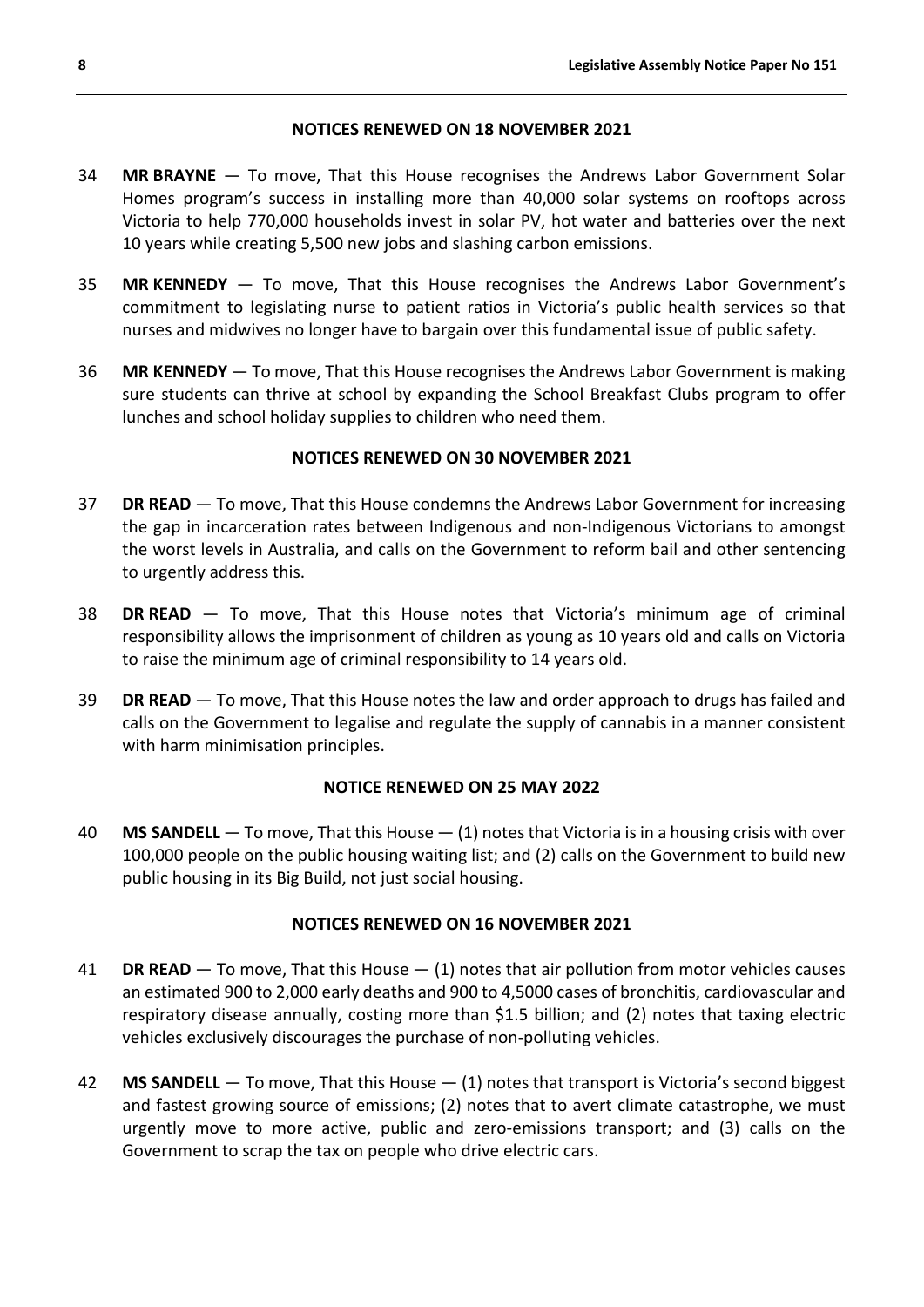### NOTICES RENEWED ON 18 NOVEMBER 2021

34 **MR BRAYNE** — To move, That this House recognises the Andrews Labor Government Solar Homes program's success in installing more than 40,000 solar systems on rooftops across Victoria to help 770,000 households invest in solar PV, hot water and batteries over the next 10 years while creating 5,500 new jobs and slashing carbon emissions.

35 **MR KENNEDY** — To move, That this House recognises the Andrews Labor Government's commitment to legislating nurse to patient ratios in Victoria's public health services so that nurses and midwives no longer have to bargain over this fundamental issue of public safety.

36 **MR KENNEDY** — To move, That this House recognises the Andrews Labor Government is making sure students can thrive at school by expanding the School Breakfast Clubs program to offer lunches and school holiday supplies to children who need them.

### NOTICES RENEWED ON 30 NOVEMBER 2021

37 **DR READ** — To move, That this House condemns the Andrews Labor Government for increasing the gap in incarceration rates between Indigenous and non-Indigenous Victorians to amongst the worst levels in Australia, and calls on the Government to reform bail and other sentencing to urgently address this.

38 **DR READ** — To move, That this House notes that Victoria's minimum age of criminal responsibility allows the imprisonment of children as young as 10 years old and calls on Victoria to raise the minimum age of criminal responsibility to 14 years old.

39 **DR READ** — To move, That this House notes the law and order approach to drugs has failed and calls on the Government to legalise and regulate the supply of cannabis in a manner consistent with harm minimisation principles.

### NOTICE RENEWED ON 25 MAY 2022

40 **MS SANDELL** — To move, That this House — (1) notes that Victoria is in a housing crisis with over 100,000 people on the public housing waiting list; and (2) calls on the Government to build new public housing in its Big Build, not just social housing.

### NOTICES RENEWED ON 16 NOVEMBER 2021

41 **DR READ** — To move, That this House — (1) notes that air pollution from motor vehicles causes an estimated 900 to 2,000 early deaths and 900 to 4,5000 cases of bronchitis, cardiovascular and respiratory disease annually, costing more than $1.5 billion; and (2) notes that taxing electric vehicles exclusively discourages the purchase of non-polluting vehicles.

42 **MS SANDELL** — To move, That this House — (1) notes that transport is Victoria's second biggest and fastest growing source of emissions; (2) notes that to avert climate catastrophe, we must urgently move to more active, public and zero-emissions transport; and (3) calls on the Government to scrap the tax on people who drive electric cars.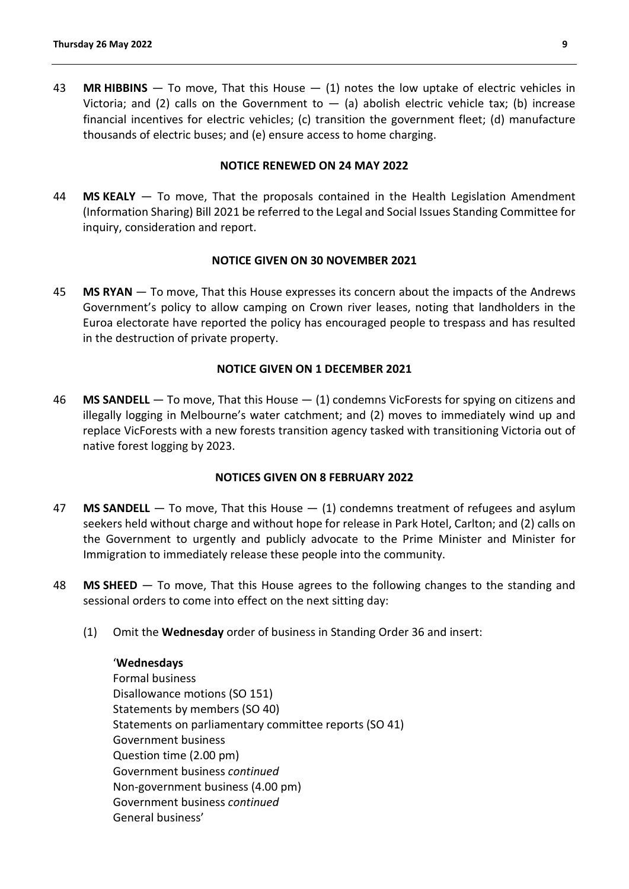43 **MR HIBBINS** — To move, That this House — (1) notes the low uptake of electric vehicles in Victoria; and (2) calls on the Government to — (a) abolish electric vehicle tax; (b) increase financial incentives for electric vehicles; (c) transition the government fleet; (d) manufacture thousands of electric buses; and (e) ensure access to home charging.

**NOTICE RENEWED ON 24 MAY 2022**

44 **MS KEALY** — To move, That the proposals contained in the Health Legislation Amendment (Information Sharing) Bill 2021 be referred to the Legal and Social Issues Standing Committee for inquiry, consideration and report.

**NOTICE GIVEN ON 30 NOVEMBER 2021**

45 **MS RYAN** — To move, That this House expresses its concern about the impacts of the Andrews Government's policy to allow camping on Crown river leases, noting that landholders in the Euroa electorate have reported the policy has encouraged people to trespass and has resulted in the destruction of private property.

**NOTICE GIVEN ON 1 DECEMBER 2021**

46 **MS SANDELL** — To move, That this House — (1) condemns VicForests for spying on citizens and illegally logging in Melbourne's water catchment; and (2) moves to immediately wind up and replace VicForests with a new forests transition agency tasked with transitioning Victoria out of native forest logging by 2023.

**NOTICES GIVEN ON 8 FEBRUARY 2022**

47 **MS SANDELL** — To move, That this House — (1) condemns treatment of refugees and asylum seekers held without charge and without hope for release in Park Hotel, Carlton; and (2) calls on the Government to urgently and publicly advocate to the Prime Minister and Minister for Immigration to immediately release these people into the community.

48 **MS SHEED** — To move, That this House agrees to the following changes to the standing and sessional orders to come into effect on the next sitting day:

(1) Omit the **Wednesday** order of business in Standing Order 36 and insert:

'**Wednesdays**
Formal business
Disallowance motions (SO 151)
Statements by members (SO 40)
Statements on parliamentary committee reports (SO 41)
Government business
Question time (2.00 pm)
Government business *continued*
Non-government business (4.00 pm)
Government business *continued*
General business'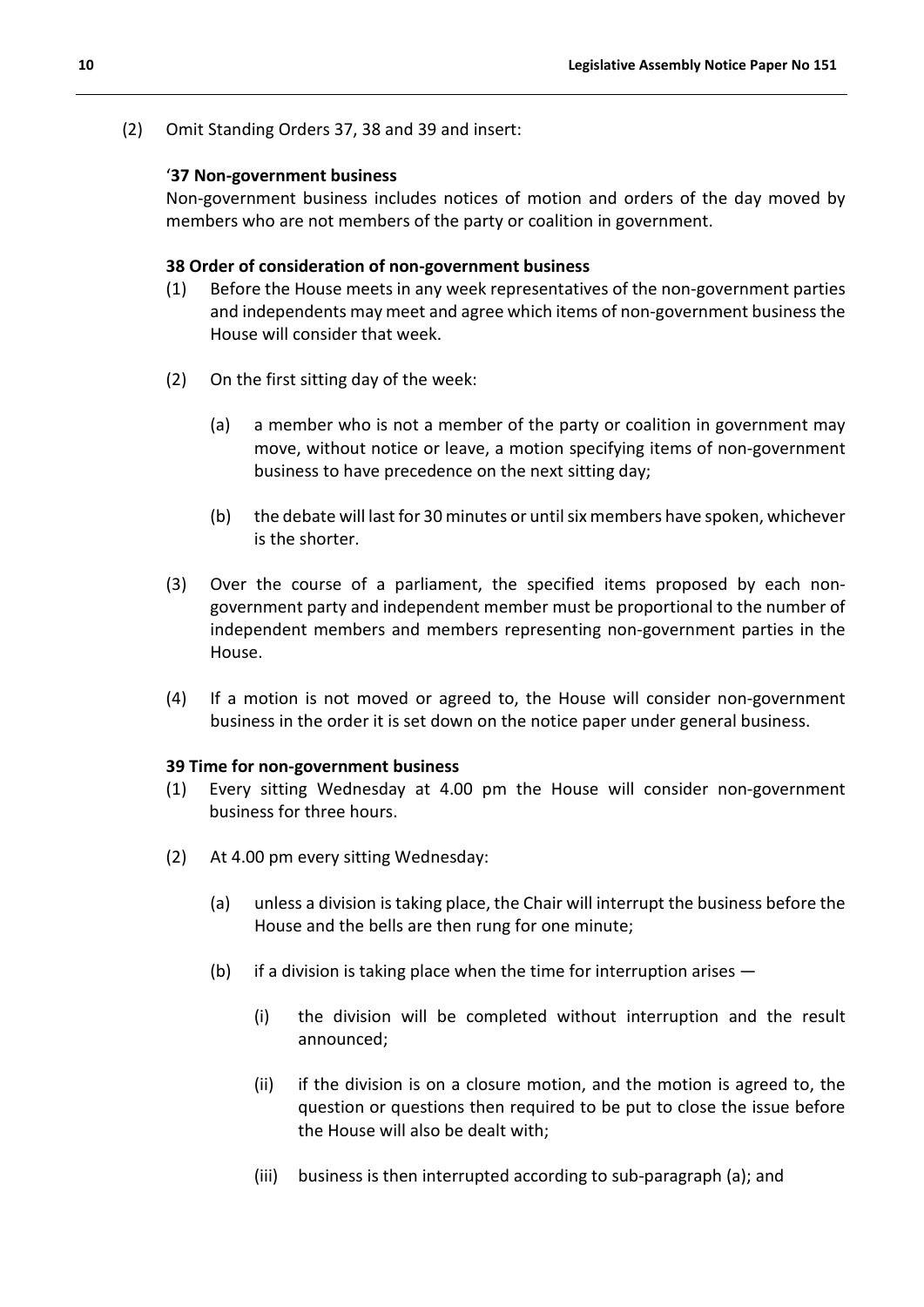(2) Omit Standing Orders 37, 38 and 39 and insert:

'**37 Non-government business**

Non-government business includes notices of motion and orders of the day moved by members who are not members of the party or coalition in government.

**38 Order of consideration of non-government business**

(1) Before the House meets in any week representatives of the non-government parties and independents may meet and agree which items of non-government business the House will consider that week.

(2) On the first sitting day of the week:

  (a) a member who is not a member of the party or coalition in government may move, without notice or leave, a motion specifying items of non-government business to have precedence on the next sitting day;

  (b) the debate will last for 30 minutes or until six members have spoken, whichever is the shorter.

(3) Over the course of a parliament, the specified items proposed by each non-government party and independent member must be proportional to the number of independent members and members representing non-government parties in the House.

(4) If a motion is not moved or agreed to, the House will consider non-government business in the order it is set down on the notice paper under general business.

**39 Time for non-government business**

(1) Every sitting Wednesday at 4.00 pm the House will consider non-government business for three hours.

(2) At 4.00 pm every sitting Wednesday:

  (a) unless a division is taking place, the Chair will interrupt the business before the House and the bells are then rung for one minute;

  (b) if a division is taking place when the time for interruption arises —

    (i) the division will be completed without interruption and the result announced;

    (ii) if the division is on a closure motion, and the motion is agreed to, the question or questions then required to be put to close the issue before the House will also be dealt with;

    (iii) business is then interrupted according to sub-paragraph (a); and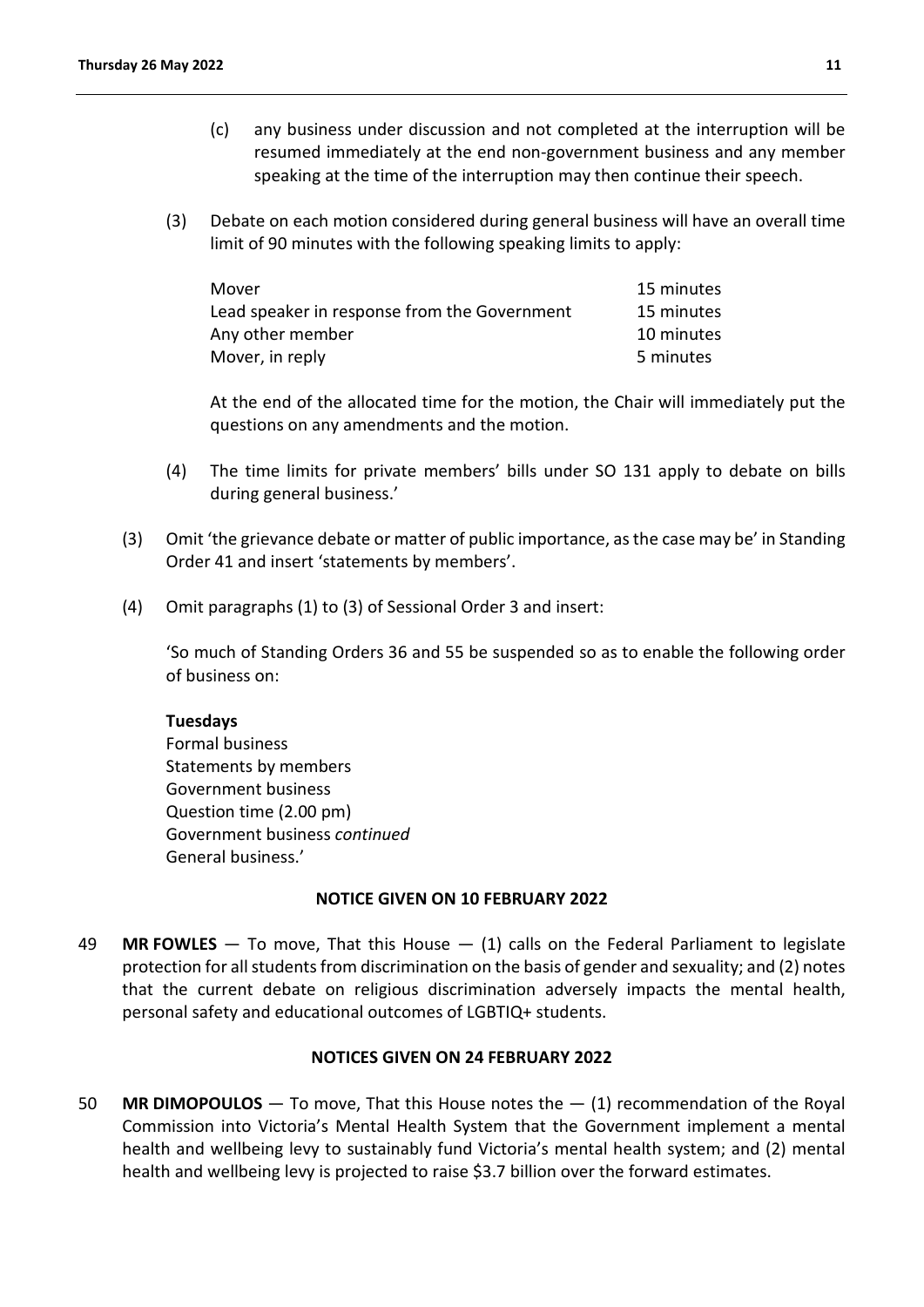(c) any business under discussion and not completed at the interruption will be resumed immediately at the end non-government business and any member speaking at the time of the interruption may then continue their speech.

(3) Debate on each motion considered during general business will have an overall time limit of 90 minutes with the following speaking limits to apply:

| | |
|---|---|
| Mover | 15 minutes |
| Lead speaker in response from the Government | 15 minutes |
| Any other member | 10 minutes |
| Mover, in reply | 5 minutes |

At the end of the allocated time for the motion, the Chair will immediately put the questions on any amendments and the motion.

(4) The time limits for private members' bills under SO 131 apply to debate on bills during general business.'

(3) Omit 'the grievance debate or matter of public importance, as the case may be' in Standing Order 41 and insert 'statements by members'.

(4) Omit paragraphs (1) to (3) of Sessional Order 3 and insert:

'So much of Standing Orders 36 and 55 be suspended so as to enable the following order of business on:

**Tuesdays**
Formal business
Statements by members
Government business
Question time (2.00 pm)
Government business *continued*
General business.'

**NOTICE GIVEN ON 10 FEBRUARY 2022**

49 **MR FOWLES** — To move, That this House — (1) calls on the Federal Parliament to legislate protection for all students from discrimination on the basis of gender and sexuality; and (2) notes that the current debate on religious discrimination adversely impacts the mental health, personal safety and educational outcomes of LGBTIQ+ students.

**NOTICES GIVEN ON 24 FEBRUARY 2022**

50 **MR DIMOPOULOS** — To move, That this House notes the — (1) recommendation of the Royal Commission into Victoria's Mental Health System that the Government implement a mental health and wellbeing levy to sustainably fund Victoria's mental health system; and (2) mental health and wellbeing levy is projected to raise $3.7 billion over the forward estimates.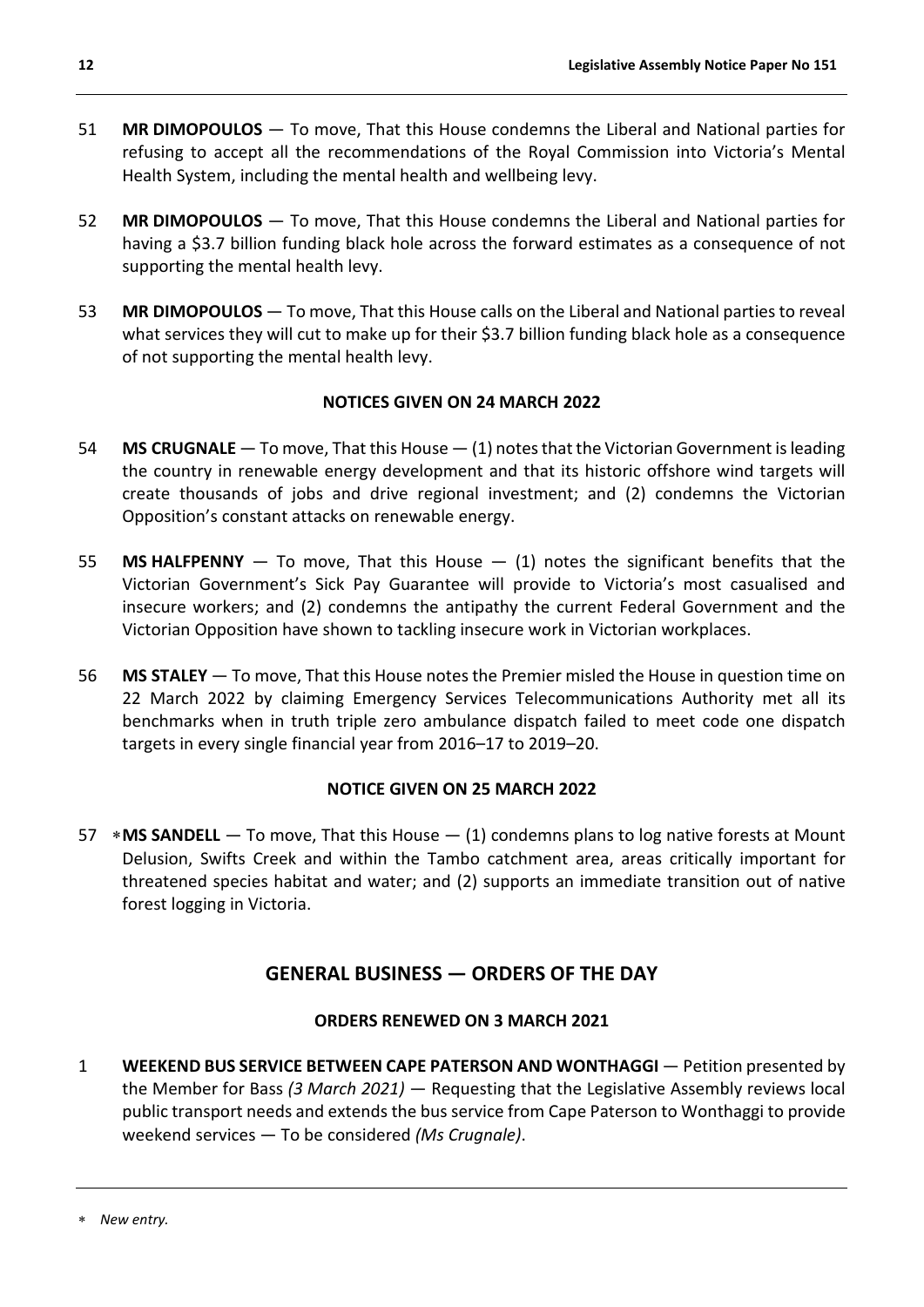51 **MR DIMOPOULOS** — To move, That this House condemns the Liberal and National parties for refusing to accept all the recommendations of the Royal Commission into Victoria's Mental Health System, including the mental health and wellbeing levy.

52 **MR DIMOPOULOS** — To move, That this House condemns the Liberal and National parties for having a $3.7 billion funding black hole across the forward estimates as a consequence of not supporting the mental health levy.

53 **MR DIMOPOULOS** — To move, That this House calls on the Liberal and National parties to reveal what services they will cut to make up for their $3.7 billion funding black hole as a consequence of not supporting the mental health levy.

**NOTICES GIVEN ON 24 MARCH 2022**

54 **MS CRUGNALE** — To move, That this House — (1) notes that the Victorian Government is leading the country in renewable energy development and that its historic offshore wind targets will create thousands of jobs and drive regional investment; and (2) condemns the Victorian Opposition's constant attacks on renewable energy.

55 **MS HALFPENNY** — To move, That this House — (1) notes the significant benefits that the Victorian Government's Sick Pay Guarantee will provide to Victoria's most casualised and insecure workers; and (2) condemns the antipathy the current Federal Government and the Victorian Opposition have shown to tackling insecure work in Victorian workplaces.

56 **MS STALEY** — To move, That this House notes the Premier misled the House in question time on 22 March 2022 by claiming Emergency Services Telecommunications Authority met all its benchmarks when in truth triple zero ambulance dispatch failed to meet code one dispatch targets in every single financial year from 2016–17 to 2019–20.

**NOTICE GIVEN ON 25 MARCH 2022**

57 ∗**MS SANDELL** — To move, That this House — (1) condemns plans to log native forests at Mount Delusion, Swifts Creek and within the Tambo catchment area, areas critically important for threatened species habitat and water; and (2) supports an immediate transition out of native forest logging in Victoria.

## GENERAL BUSINESS — ORDERS OF THE DAY

**ORDERS RENEWED ON 3 MARCH 2021**

1 **WEEKEND BUS SERVICE BETWEEN CAPE PATERSON AND WONTHAGGI** — Petition presented by the Member for Bass *(3 March 2021)* — Requesting that the Legislative Assembly reviews local public transport needs and extends the bus service from Cape Paterson to Wonthaggi to provide weekend services — To be considered *(Ms Crugnale)*.

---

∗ *New entry.*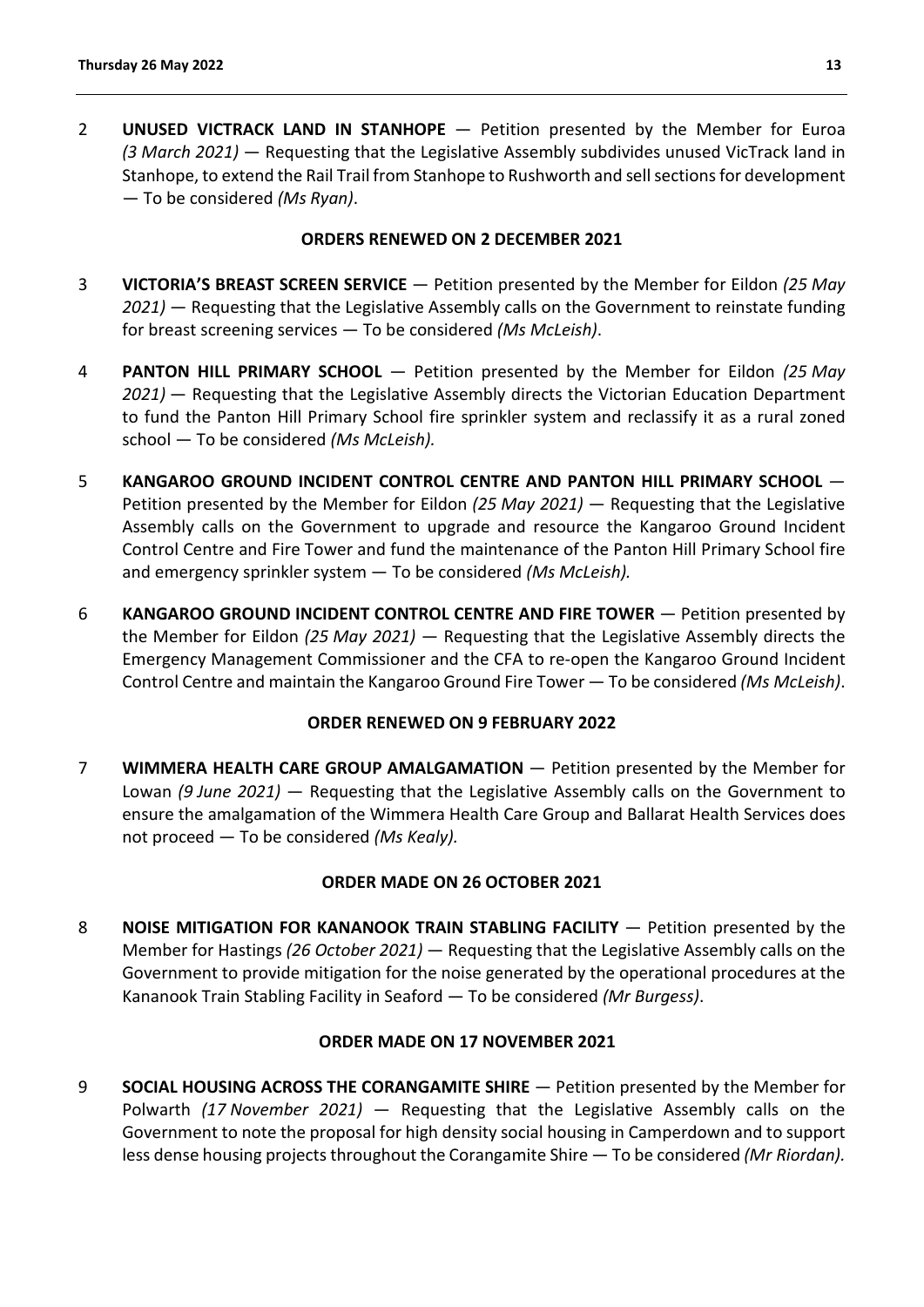2 **UNUSED VICTRACK LAND IN STANHOPE** — Petition presented by the Member for Euroa *(3 March 2021)* — Requesting that the Legislative Assembly subdivides unused VicTrack land in Stanhope, to extend the Rail Trail from Stanhope to Rushworth and sell sections for development — To be considered *(Ms Ryan)*.

**ORDERS RENEWED ON 2 DECEMBER 2021**

3 **VICTORIA'S BREAST SCREEN SERVICE** — Petition presented by the Member for Eildon *(25 May 2021)* — Requesting that the Legislative Assembly calls on the Government to reinstate funding for breast screening services — To be considered *(Ms McLeish)*.

4 **PANTON HILL PRIMARY SCHOOL** — Petition presented by the Member for Eildon *(25 May 2021)* — Requesting that the Legislative Assembly directs the Victorian Education Department to fund the Panton Hill Primary School fire sprinkler system and reclassify it as a rural zoned school — To be considered *(Ms McLeish).*

5 **KANGAROO GROUND INCIDENT CONTROL CENTRE AND PANTON HILL PRIMARY SCHOOL** — Petition presented by the Member for Eildon *(25 May 2021)* — Requesting that the Legislative Assembly calls on the Government to upgrade and resource the Kangaroo Ground Incident Control Centre and Fire Tower and fund the maintenance of the Panton Hill Primary School fire and emergency sprinkler system — To be considered *(Ms McLeish).*

6 **KANGAROO GROUND INCIDENT CONTROL CENTRE AND FIRE TOWER** — Petition presented by the Member for Eildon *(25 May 2021)* — Requesting that the Legislative Assembly directs the Emergency Management Commissioner and the CFA to re-open the Kangaroo Ground Incident Control Centre and maintain the Kangaroo Ground Fire Tower — To be considered *(Ms McLeish)*.

**ORDER RENEWED ON 9 FEBRUARY 2022**

7 **WIMMERA HEALTH CARE GROUP AMALGAMATION** — Petition presented by the Member for Lowan *(9 June 2021)* — Requesting that the Legislative Assembly calls on the Government to ensure the amalgamation of the Wimmera Health Care Group and Ballarat Health Services does not proceed — To be considered *(Ms Kealy).*

**ORDER MADE ON 26 OCTOBER 2021**

8 **NOISE MITIGATION FOR KANANOOK TRAIN STABLING FACILITY** — Petition presented by the Member for Hastings *(26 October 2021)* — Requesting that the Legislative Assembly calls on the Government to provide mitigation for the noise generated by the operational procedures at the Kananook Train Stabling Facility in Seaford — To be considered *(Mr Burgess)*.

**ORDER MADE ON 17 NOVEMBER 2021**

9 **SOCIAL HOUSING ACROSS THE CORANGAMITE SHIRE** — Petition presented by the Member for Polwarth *(17 November 2021)* — Requesting that the Legislative Assembly calls on the Government to note the proposal for high density social housing in Camperdown and to support less dense housing projects throughout the Corangamite Shire — To be considered *(Mr Riordan).*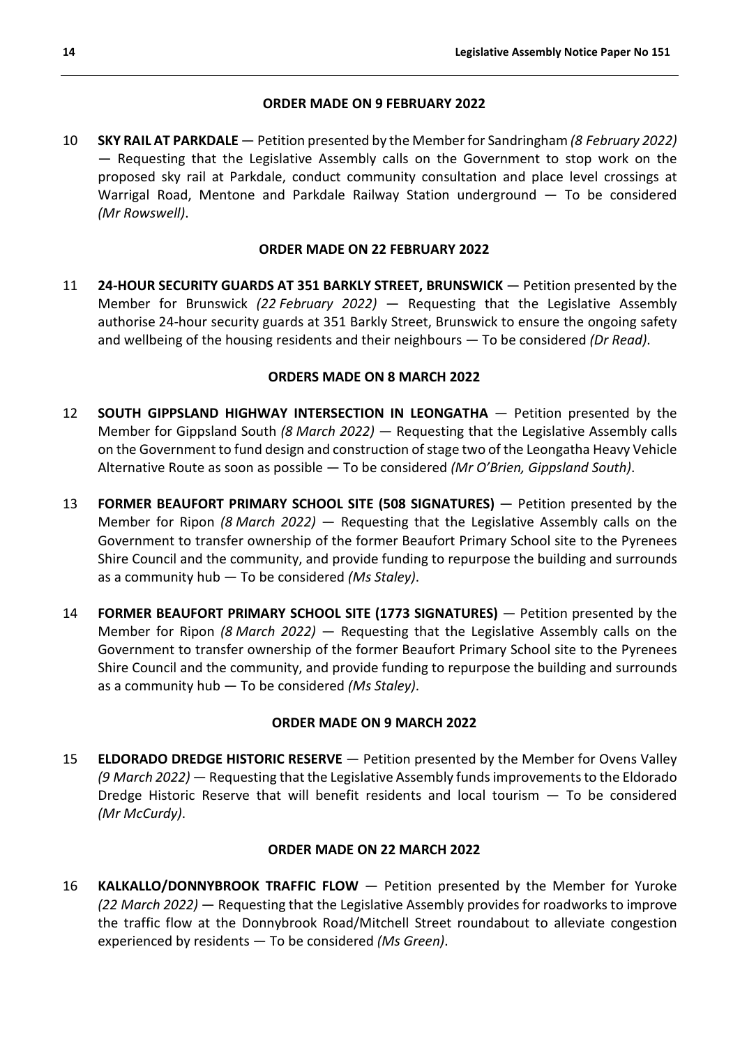**ORDER MADE ON 9 FEBRUARY 2022**

10 **SKY RAIL AT PARKDALE** — Petition presented by the Member for Sandringham *(8 February 2022)* — Requesting that the Legislative Assembly calls on the Government to stop work on the proposed sky rail at Parkdale, conduct community consultation and place level crossings at Warrigal Road, Mentone and Parkdale Railway Station underground — To be considered *(Mr Rowswell)*.

**ORDER MADE ON 22 FEBRUARY 2022**

11 **24-HOUR SECURITY GUARDS AT 351 BARKLY STREET, BRUNSWICK** — Petition presented by the Member for Brunswick *(22 February 2022)* — Requesting that the Legislative Assembly authorise 24-hour security guards at 351 Barkly Street, Brunswick to ensure the ongoing safety and wellbeing of the housing residents and their neighbours — To be considered *(Dr Read)*.

**ORDERS MADE ON 8 MARCH 2022**

12 **SOUTH GIPPSLAND HIGHWAY INTERSECTION IN LEONGATHA** — Petition presented by the Member for Gippsland South *(8 March 2022)* — Requesting that the Legislative Assembly calls on the Government to fund design and construction of stage two of the Leongatha Heavy Vehicle Alternative Route as soon as possible — To be considered *(Mr O'Brien, Gippsland South)*.

13 **FORMER BEAUFORT PRIMARY SCHOOL SITE (508 SIGNATURES)** — Petition presented by the Member for Ripon *(8 March 2022)* — Requesting that the Legislative Assembly calls on the Government to transfer ownership of the former Beaufort Primary School site to the Pyrenees Shire Council and the community, and provide funding to repurpose the building and surrounds as a community hub — To be considered *(Ms Staley)*.

14 **FORMER BEAUFORT PRIMARY SCHOOL SITE (1773 SIGNATURES)** — Petition presented by the Member for Ripon *(8 March 2022)* — Requesting that the Legislative Assembly calls on the Government to transfer ownership of the former Beaufort Primary School site to the Pyrenees Shire Council and the community, and provide funding to repurpose the building and surrounds as a community hub — To be considered *(Ms Staley)*.

**ORDER MADE ON 9 MARCH 2022**

15 **ELDORADO DREDGE HISTORIC RESERVE** — Petition presented by the Member for Ovens Valley *(9 March 2022)* — Requesting that the Legislative Assembly funds improvements to the Eldorado Dredge Historic Reserve that will benefit residents and local tourism — To be considered *(Mr McCurdy)*.

**ORDER MADE ON 22 MARCH 2022**

16 **KALKALLO/DONNYBROOK TRAFFIC FLOW** — Petition presented by the Member for Yuroke *(22 March 2022)* — Requesting that the Legislative Assembly provides for roadworks to improve the traffic flow at the Donnybrook Road/Mitchell Street roundabout to alleviate congestion experienced by residents — To be considered *(Ms Green)*.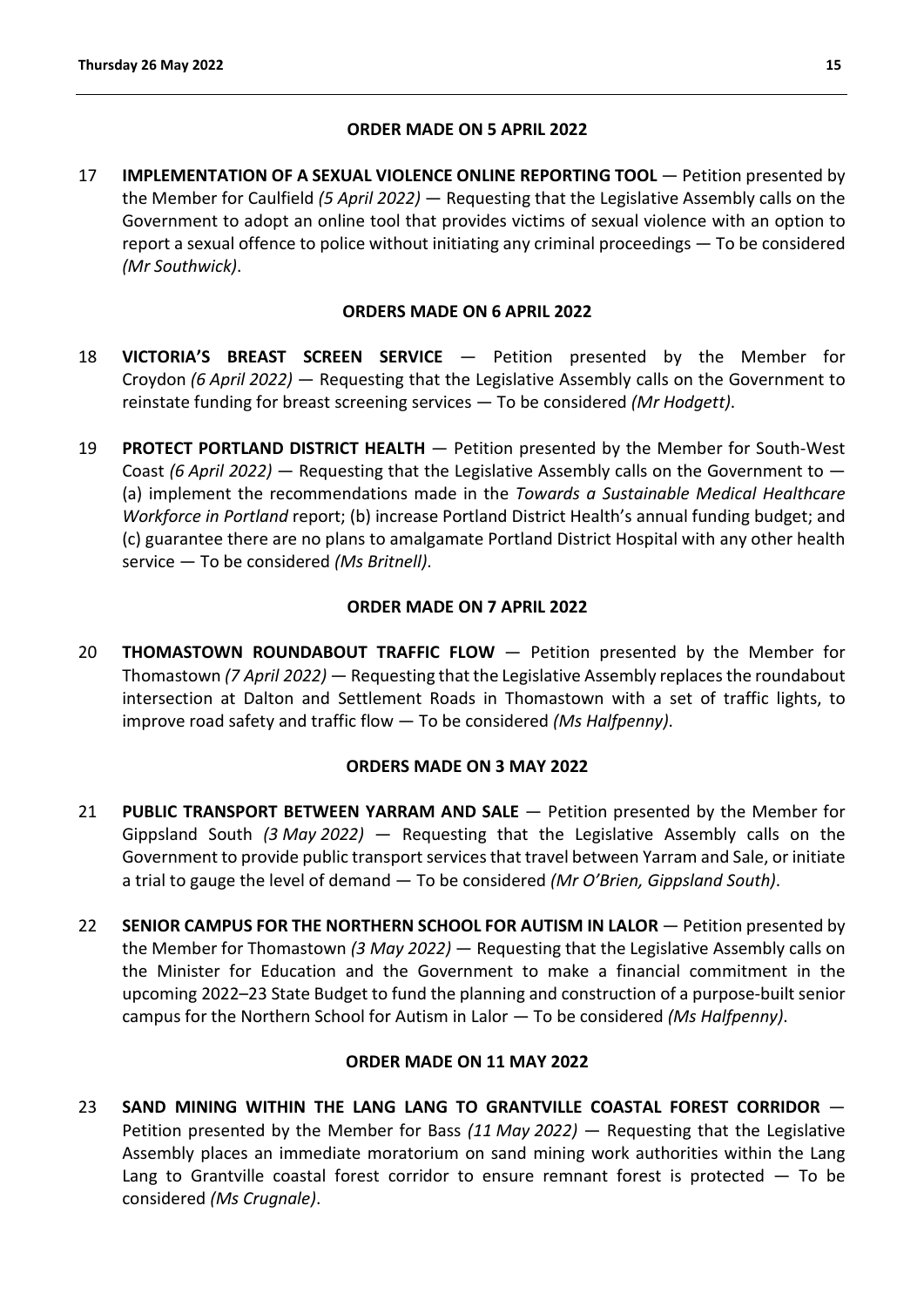**ORDER MADE ON 5 APRIL 2022**

17 **IMPLEMENTATION OF A SEXUAL VIOLENCE ONLINE REPORTING TOOL** — Petition presented by the Member for Caulfield *(5 April 2022)* — Requesting that the Legislative Assembly calls on the Government to adopt an online tool that provides victims of sexual violence with an option to report a sexual offence to police without initiating any criminal proceedings — To be considered *(Mr Southwick)*.

**ORDERS MADE ON 6 APRIL 2022**

18 **VICTORIA'S BREAST SCREEN SERVICE** — Petition presented by the Member for Croydon *(6 April 2022)* — Requesting that the Legislative Assembly calls on the Government to reinstate funding for breast screening services — To be considered *(Mr Hodgett)*.

19 **PROTECT PORTLAND DISTRICT HEALTH** — Petition presented by the Member for South-West Coast *(6 April 2022)* — Requesting that the Legislative Assembly calls on the Government to — (a) implement the recommendations made in the *Towards a Sustainable Medical Healthcare Workforce in Portland* report; (b) increase Portland District Health's annual funding budget; and (c) guarantee there are no plans to amalgamate Portland District Hospital with any other health service — To be considered *(Ms Britnell)*.

**ORDER MADE ON 7 APRIL 2022**

20 **THOMASTOWN ROUNDABOUT TRAFFIC FLOW** — Petition presented by the Member for Thomastown *(7 April 2022)* — Requesting that the Legislative Assembly replaces the roundabout intersection at Dalton and Settlement Roads in Thomastown with a set of traffic lights, to improve road safety and traffic flow — To be considered *(Ms Halfpenny)*.

**ORDERS MADE ON 3 MAY 2022**

21 **PUBLIC TRANSPORT BETWEEN YARRAM AND SALE** — Petition presented by the Member for Gippsland South *(3 May 2022)* — Requesting that the Legislative Assembly calls on the Government to provide public transport services that travel between Yarram and Sale, or initiate a trial to gauge the level of demand — To be considered *(Mr O'Brien, Gippsland South)*.

22 **SENIOR CAMPUS FOR THE NORTHERN SCHOOL FOR AUTISM IN LALOR** — Petition presented by the Member for Thomastown *(3 May 2022)* — Requesting that the Legislative Assembly calls on the Minister for Education and the Government to make a financial commitment in the upcoming 2022–23 State Budget to fund the planning and construction of a purpose-built senior campus for the Northern School for Autism in Lalor — To be considered *(Ms Halfpenny)*.

**ORDER MADE ON 11 MAY 2022**

23 **SAND MINING WITHIN THE LANG LANG TO GRANTVILLE COASTAL FOREST CORRIDOR** — Petition presented by the Member for Bass *(11 May 2022)* — Requesting that the Legislative Assembly places an immediate moratorium on sand mining work authorities within the Lang Lang to Grantville coastal forest corridor to ensure remnant forest is protected — To be considered *(Ms Crugnale)*.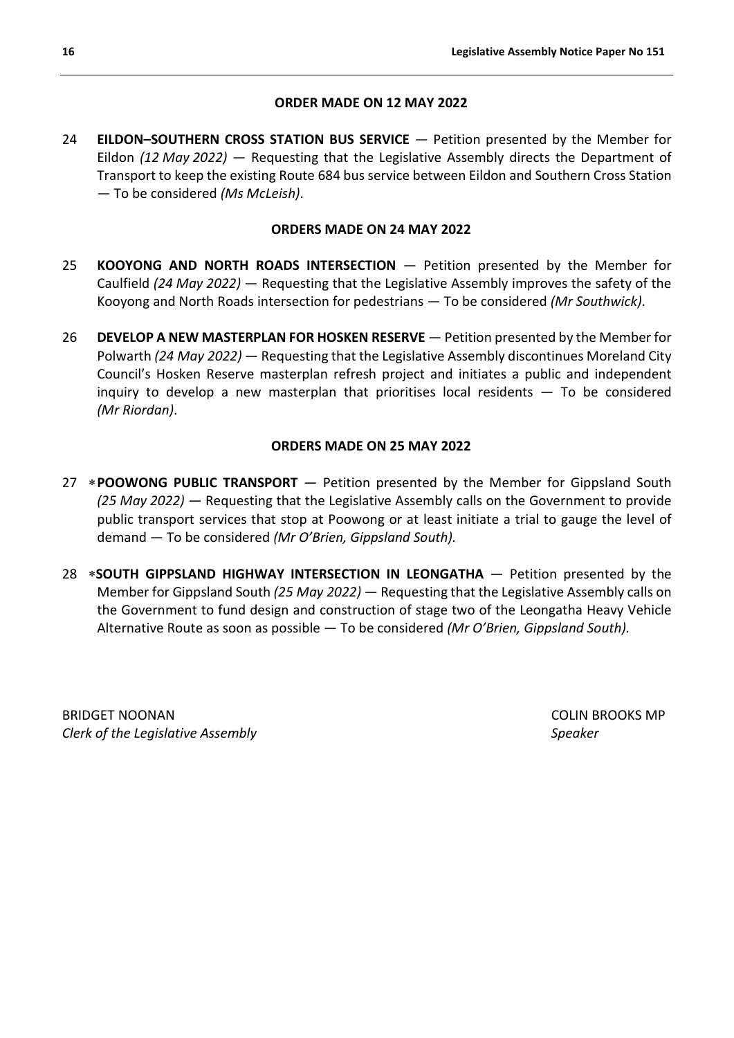### ORDER MADE ON 12 MAY 2022

24 **EILDON–SOUTHERN CROSS STATION BUS SERVICE** — Petition presented by the Member for Eildon *(12 May 2022)* — Requesting that the Legislative Assembly directs the Department of Transport to keep the existing Route 684 bus service between Eildon and Southern Cross Station — To be considered *(Ms McLeish)*.

### ORDERS MADE ON 24 MAY 2022

25 **KOOYONG AND NORTH ROADS INTERSECTION** — Petition presented by the Member for Caulfield *(24 May 2022)* — Requesting that the Legislative Assembly improves the safety of the Kooyong and North Roads intersection for pedestrians — To be considered *(Mr Southwick)*.

26 **DEVELOP A NEW MASTERPLAN FOR HOSKEN RESERVE** — Petition presented by the Member for Polwarth *(24 May 2022)* — Requesting that the Legislative Assembly discontinues Moreland City Council's Hosken Reserve masterplan refresh project and initiates a public and independent inquiry to develop a new masterplan that prioritises local residents — To be considered *(Mr Riordan)*.

### ORDERS MADE ON 25 MAY 2022

27 ∗**POOWONG PUBLIC TRANSPORT** — Petition presented by the Member for Gippsland South *(25 May 2022)* — Requesting that the Legislative Assembly calls on the Government to provide public transport services that stop at Poowong or at least initiate a trial to gauge the level of demand — To be considered *(Mr O'Brien, Gippsland South).*

28 ∗**SOUTH GIPPSLAND HIGHWAY INTERSECTION IN LEONGATHA** — Petition presented by the Member for Gippsland South *(25 May 2022)* — Requesting that the Legislative Assembly calls on the Government to fund design and construction of stage two of the Leongatha Heavy Vehicle Alternative Route as soon as possible — To be considered *(Mr O'Brien, Gippsland South).*

BRIDGET NOONAN
*Clerk of the Legislative Assembly*

COLIN BROOKS MP
*Speaker*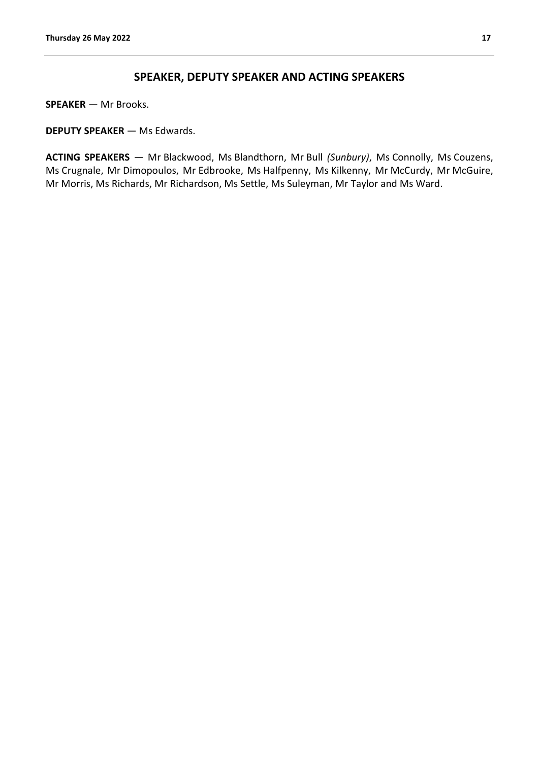## SPEAKER, DEPUTY SPEAKER AND ACTING SPEAKERS

**SPEAKER** — Mr Brooks.

**DEPUTY SPEAKER** — Ms Edwards.

**ACTING SPEAKERS** — Mr Blackwood, Ms Blandthorn, Mr Bull *(Sunbury)*, Ms Connolly, Ms Couzens, Ms Crugnale, Mr Dimopoulos, Mr Edbrooke, Ms Halfpenny, Ms Kilkenny, Mr McCurdy, Mr McGuire, Mr Morris, Ms Richards, Mr Richardson, Ms Settle, Ms Suleyman, Mr Taylor and Ms Ward.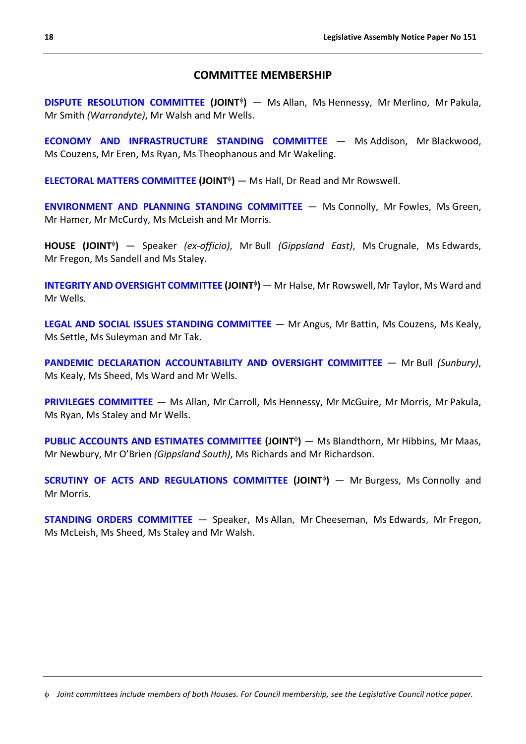## COMMITTEE MEMBERSHIP

**DISPUTE RESOLUTION COMMITTEE (JOINT[ϕ])** — Ms Allan, Ms Hennessy, Mr Merlino, Mr Pakula, Mr Smith *(Warrandyte)*, Mr Walsh and Mr Wells.

**ECONOMY AND INFRASTRUCTURE STANDING COMMITTEE** — Ms Addison, Mr Blackwood, Ms Couzens, Mr Eren, Ms Ryan, Ms Theophanous and Mr Wakeling.

**ELECTORAL MATTERS COMMITTEE (JOINT[ϕ])** — Ms Hall, Dr Read and Mr Rowswell.

**ENVIRONMENT AND PLANNING STANDING COMMITTEE** — Ms Connolly, Mr Fowles, Ms Green, Mr Hamer, Mr McCurdy, Ms McLeish and Mr Morris.

**HOUSE (JOINT[ϕ])** — Speaker *(ex-officio)*, Mr Bull *(Gippsland East)*, Ms Crugnale, Ms Edwards, Mr Fregon, Ms Sandell and Ms Staley.

**INTEGRITY AND OVERSIGHT COMMITTEE (JOINT[ϕ])** — Mr Halse, Mr Rowswell, Mr Taylor, Ms Ward and Mr Wells.

**LEGAL AND SOCIAL ISSUES STANDING COMMITTEE** — Mr Angus, Mr Battin, Ms Couzens, Ms Kealy, Ms Settle, Ms Suleyman and Mr Tak.

**PANDEMIC DECLARATION ACCOUNTABILITY AND OVERSIGHT COMMITTEE** — Mr Bull *(Sunbury)*, Ms Kealy, Ms Sheed, Ms Ward and Mr Wells.

**PRIVILEGES COMMITTEE** — Ms Allan, Mr Carroll, Ms Hennessy, Mr McGuire, Mr Morris, Mr Pakula, Ms Ryan, Ms Staley and Mr Wells.

**PUBLIC ACCOUNTS AND ESTIMATES COMMITTEE (JOINT[ϕ])** — Ms Blandthorn, Mr Hibbins, Mr Maas, Mr Newbury, Mr O'Brien *(Gippsland South)*, Ms Richards and Mr Richardson.

**SCRUTINY OF ACTS AND REGULATIONS COMMITTEE (JOINT[ϕ])** — Mr Burgess, Ms Connolly and Mr Morris.

**STANDING ORDERS COMMITTEE** — Speaker, Ms Allan, Mr Cheeseman, Ms Edwards, Mr Fregon, Ms McLeish, Ms Sheed, Ms Staley and Mr Walsh.

---

ϕ *Joint committees include members of both Houses. For Council membership, see the Legislative Council notice paper.*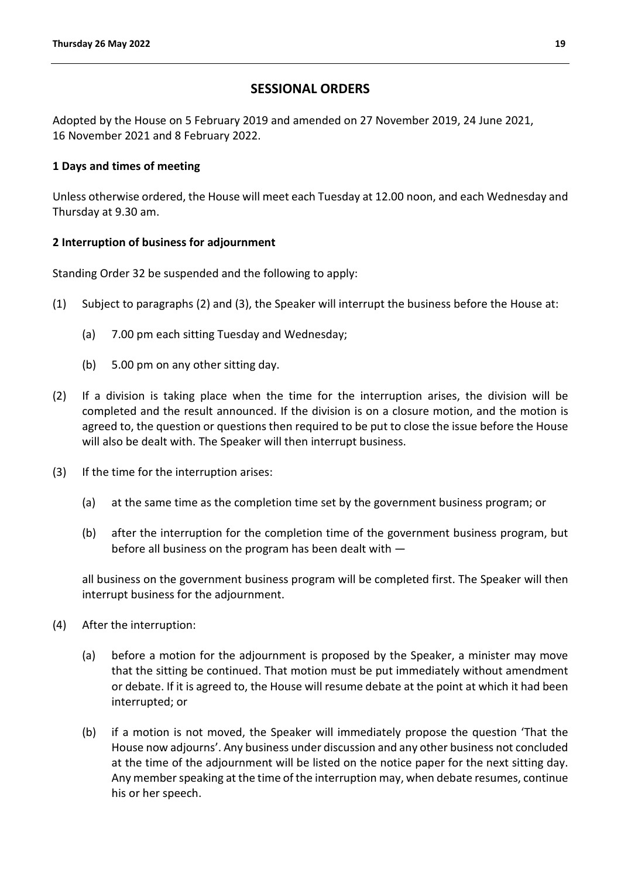## SESSIONAL ORDERS

Adopted by the House on 5 February 2019 and amended on 27 November 2019, 24 June 2021, 16 November 2021 and 8 February 2022.

### 1 Days and times of meeting

Unless otherwise ordered, the House will meet each Tuesday at 12.00 noon, and each Wednesday and Thursday at 9.30 am.

### 2 Interruption of business for adjournment

Standing Order 32 be suspended and the following to apply:

(1) Subject to paragraphs (2) and (3), the Speaker will interrupt the business before the House at:

  (a) 7.00 pm each sitting Tuesday and Wednesday;

  (b) 5.00 pm on any other sitting day.

(2) If a division is taking place when the time for the interruption arises, the division will be completed and the result announced. If the division is on a closure motion, and the motion is agreed to, the question or questions then required to be put to close the issue before the House will also be dealt with. The Speaker will then interrupt business.

(3) If the time for the interruption arises:

  (a) at the same time as the completion time set by the government business program; or

  (b) after the interruption for the completion time of the government business program, but before all business on the program has been dealt with —

  all business on the government business program will be completed first. The Speaker will then interrupt business for the adjournment.

(4) After the interruption:

  (a) before a motion for the adjournment is proposed by the Speaker, a minister may move that the sitting be continued. That motion must be put immediately without amendment or debate. If it is agreed to, the House will resume debate at the point at which it had been interrupted; or

  (b) if a motion is not moved, the Speaker will immediately propose the question 'That the House now adjourns'. Any business under discussion and any other business not concluded at the time of the adjournment will be listed on the notice paper for the next sitting day. Any member speaking at the time of the interruption may, when debate resumes, continue his or her speech.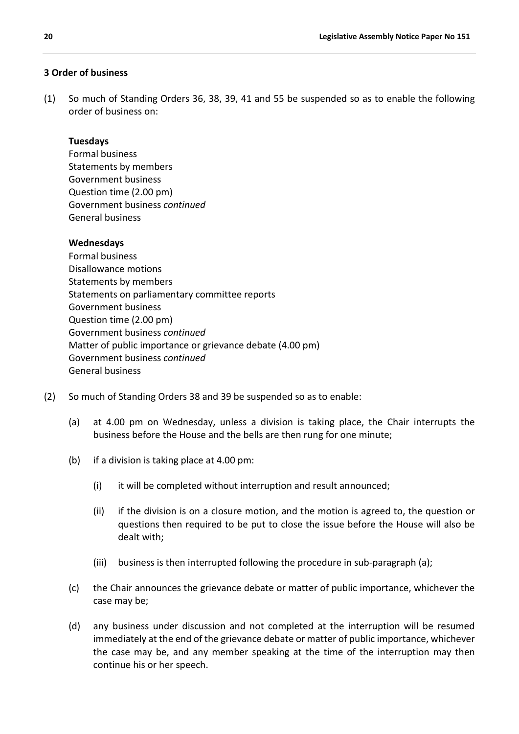**3 Order of business**

(1) So much of Standing Orders 36, 38, 39, 41 and 55 be suspended so as to enable the following order of business on:

**Tuesdays**
Formal business
Statements by members
Government business
Question time (2.00 pm)
Government business *continued*
General business

**Wednesdays**
Formal business
Disallowance motions
Statements by members
Statements on parliamentary committee reports
Government business
Question time (2.00 pm)
Government business *continued*
Matter of public importance or grievance debate (4.00 pm)
Government business *continued*
General business

(2) So much of Standing Orders 38 and 39 be suspended so as to enable:

(a) at 4.00 pm on Wednesday, unless a division is taking place, the Chair interrupts the business before the House and the bells are then rung for one minute;

(b) if a division is taking place at 4.00 pm:

(i) it will be completed without interruption and result announced;

(ii) if the division is on a closure motion, and the motion is agreed to, the question or questions then required to be put to close the issue before the House will also be dealt with;

(iii) business is then interrupted following the procedure in sub-paragraph (a);

(c) the Chair announces the grievance debate or matter of public importance, whichever the case may be;

(d) any business under discussion and not completed at the interruption will be resumed immediately at the end of the grievance debate or matter of public importance, whichever the case may be, and any member speaking at the time of the interruption may then continue his or her speech.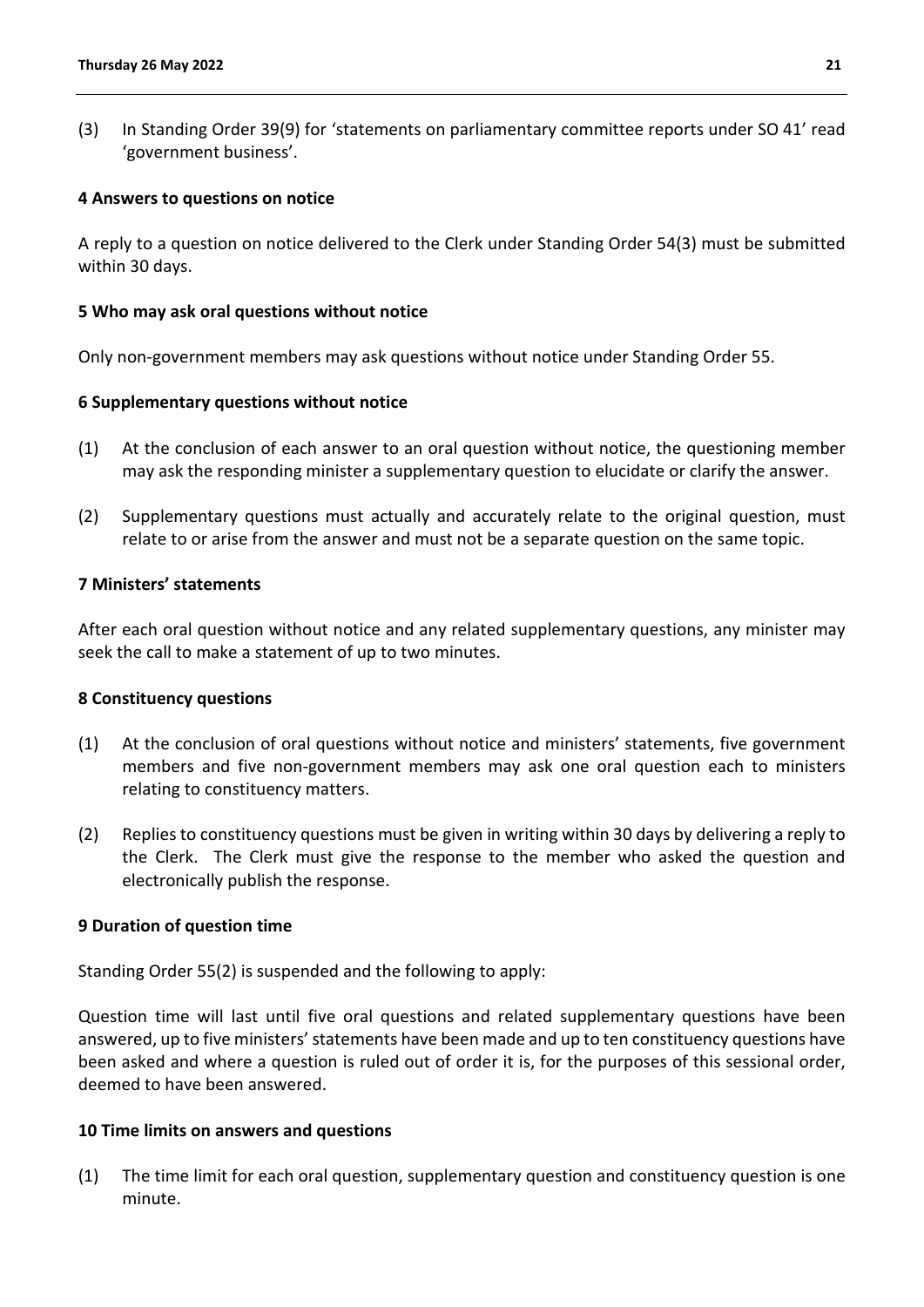(3) In Standing Order 39(9) for 'statements on parliamentary committee reports under SO 41' read 'government business'.

**4 Answers to questions on notice**

A reply to a question on notice delivered to the Clerk under Standing Order 54(3) must be submitted within 30 days.

**5 Who may ask oral questions without notice**

Only non-government members may ask questions without notice under Standing Order 55.

**6 Supplementary questions without notice**

(1) At the conclusion of each answer to an oral question without notice, the questioning member may ask the responding minister a supplementary question to elucidate or clarify the answer.

(2) Supplementary questions must actually and accurately relate to the original question, must relate to or arise from the answer and must not be a separate question on the same topic.

**7 Ministers' statements**

After each oral question without notice and any related supplementary questions, any minister may seek the call to make a statement of up to two minutes.

**8 Constituency questions**

(1) At the conclusion of oral questions without notice and ministers' statements, five government members and five non-government members may ask one oral question each to ministers relating to constituency matters.

(2) Replies to constituency questions must be given in writing within 30 days by delivering a reply to the Clerk. The Clerk must give the response to the member who asked the question and electronically publish the response.

**9 Duration of question time**

Standing Order 55(2) is suspended and the following to apply:

Question time will last until five oral questions and related supplementary questions have been answered, up to five ministers' statements have been made and up to ten constituency questions have been asked and where a question is ruled out of order it is, for the purposes of this sessional order, deemed to have been answered.

**10 Time limits on answers and questions**

(1) The time limit for each oral question, supplementary question and constituency question is one minute.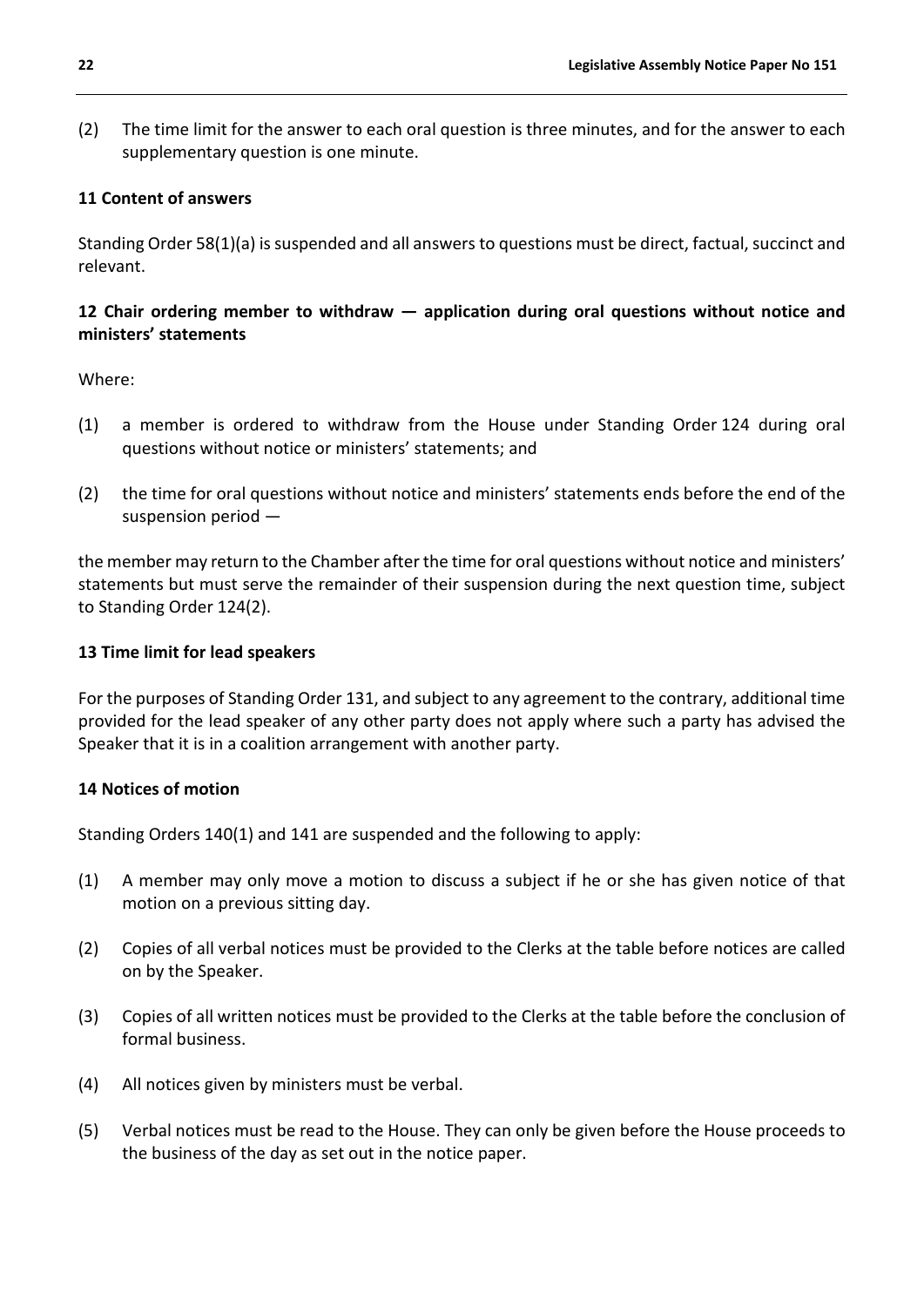(2) The time limit for the answer to each oral question is three minutes, and for the answer to each supplementary question is one minute.

**11 Content of answers**

Standing Order 58(1)(a) is suspended and all answers to questions must be direct, factual, succinct and relevant.

**12 Chair ordering member to withdraw — application during oral questions without notice and ministers' statements**

Where:

(1) a member is ordered to withdraw from the House under Standing Order 124 during oral questions without notice or ministers' statements; and

(2) the time for oral questions without notice and ministers' statements ends before the end of the suspension period —

the member may return to the Chamber after the time for oral questions without notice and ministers' statements but must serve the remainder of their suspension during the next question time, subject to Standing Order 124(2).

**13 Time limit for lead speakers**

For the purposes of Standing Order 131, and subject to any agreement to the contrary, additional time provided for the lead speaker of any other party does not apply where such a party has advised the Speaker that it is in a coalition arrangement with another party.

**14 Notices of motion**

Standing Orders 140(1) and 141 are suspended and the following to apply:

(1) A member may only move a motion to discuss a subject if he or she has given notice of that motion on a previous sitting day.

(2) Copies of all verbal notices must be provided to the Clerks at the table before notices are called on by the Speaker.

(3) Copies of all written notices must be provided to the Clerks at the table before the conclusion of formal business.

(4) All notices given by ministers must be verbal.

(5) Verbal notices must be read to the House. They can only be given before the House proceeds to the business of the day as set out in the notice paper.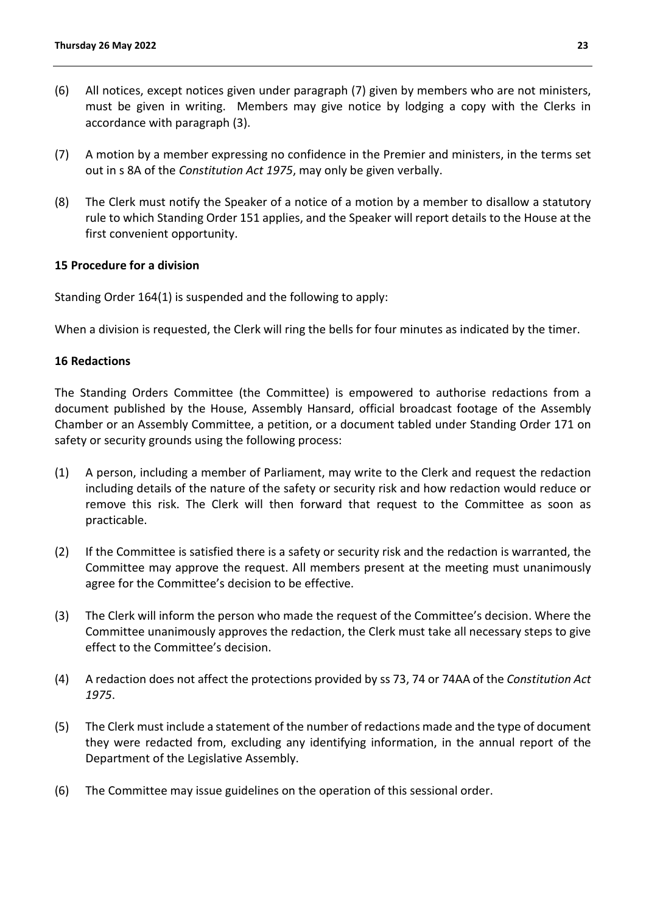(6) All notices, except notices given under paragraph (7) given by members who are not ministers, must be given in writing. Members may give notice by lodging a copy with the Clerks in accordance with paragraph (3).

(7) A motion by a member expressing no confidence in the Premier and ministers, in the terms set out in s 8A of the *Constitution Act 1975*, may only be given verbally.

(8) The Clerk must notify the Speaker of a notice of a motion by a member to disallow a statutory rule to which Standing Order 151 applies, and the Speaker will report details to the House at the first convenient opportunity.

**15 Procedure for a division**

Standing Order 164(1) is suspended and the following to apply:

When a division is requested, the Clerk will ring the bells for four minutes as indicated by the timer.

**16 Redactions**

The Standing Orders Committee (the Committee) is empowered to authorise redactions from a document published by the House, Assembly Hansard, official broadcast footage of the Assembly Chamber or an Assembly Committee, a petition, or a document tabled under Standing Order 171 on safety or security grounds using the following process:

(1) A person, including a member of Parliament, may write to the Clerk and request the redaction including details of the nature of the safety or security risk and how redaction would reduce or remove this risk. The Clerk will then forward that request to the Committee as soon as practicable.

(2) If the Committee is satisfied there is a safety or security risk and the redaction is warranted, the Committee may approve the request. All members present at the meeting must unanimously agree for the Committee's decision to be effective.

(3) The Clerk will inform the person who made the request of the Committee's decision. Where the Committee unanimously approves the redaction, the Clerk must take all necessary steps to give effect to the Committee's decision.

(4) A redaction does not affect the protections provided by ss 73, 74 or 74AA of the *Constitution Act 1975*.

(5) The Clerk must include a statement of the number of redactions made and the type of document they were redacted from, excluding any identifying information, in the annual report of the Department of the Legislative Assembly.

(6) The Committee may issue guidelines on the operation of this sessional order.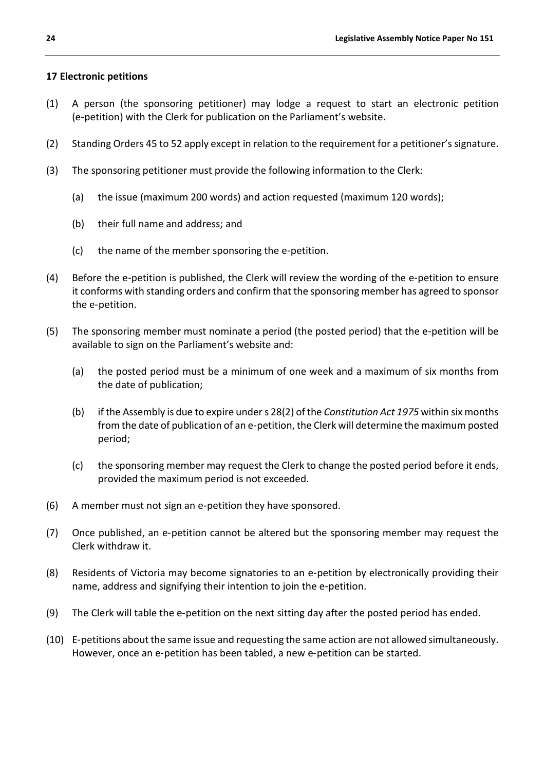**17 Electronic petitions**

(1) A person (the sponsoring petitioner) may lodge a request to start an electronic petition (e-petition) with the Clerk for publication on the Parliament's website.

(2) Standing Orders 45 to 52 apply except in relation to the requirement for a petitioner's signature.

(3) The sponsoring petitioner must provide the following information to the Clerk:

- (a) the issue (maximum 200 words) and action requested (maximum 120 words);
- (b) their full name and address; and
- (c) the name of the member sponsoring the e-petition.

(4) Before the e-petition is published, the Clerk will review the wording of the e-petition to ensure it conforms with standing orders and confirm that the sponsoring member has agreed to sponsor the e-petition.

(5) The sponsoring member must nominate a period (the posted period) that the e-petition will be available to sign on the Parliament's website and:

- (a) the posted period must be a minimum of one week and a maximum of six months from the date of publication;
- (b) if the Assembly is due to expire under s 28(2) of the *Constitution Act 1975* within six months from the date of publication of an e-petition, the Clerk will determine the maximum posted period;
- (c) the sponsoring member may request the Clerk to change the posted period before it ends, provided the maximum period is not exceeded.

(6) A member must not sign an e-petition they have sponsored.

(7) Once published, an e-petition cannot be altered but the sponsoring member may request the Clerk withdraw it.

(8) Residents of Victoria may become signatories to an e-petition by electronically providing their name, address and signifying their intention to join the e-petition.

(9) The Clerk will table the e-petition on the next sitting day after the posted period has ended.

(10) E-petitions about the same issue and requesting the same action are not allowed simultaneously. However, once an e-petition has been tabled, a new e-petition can be started.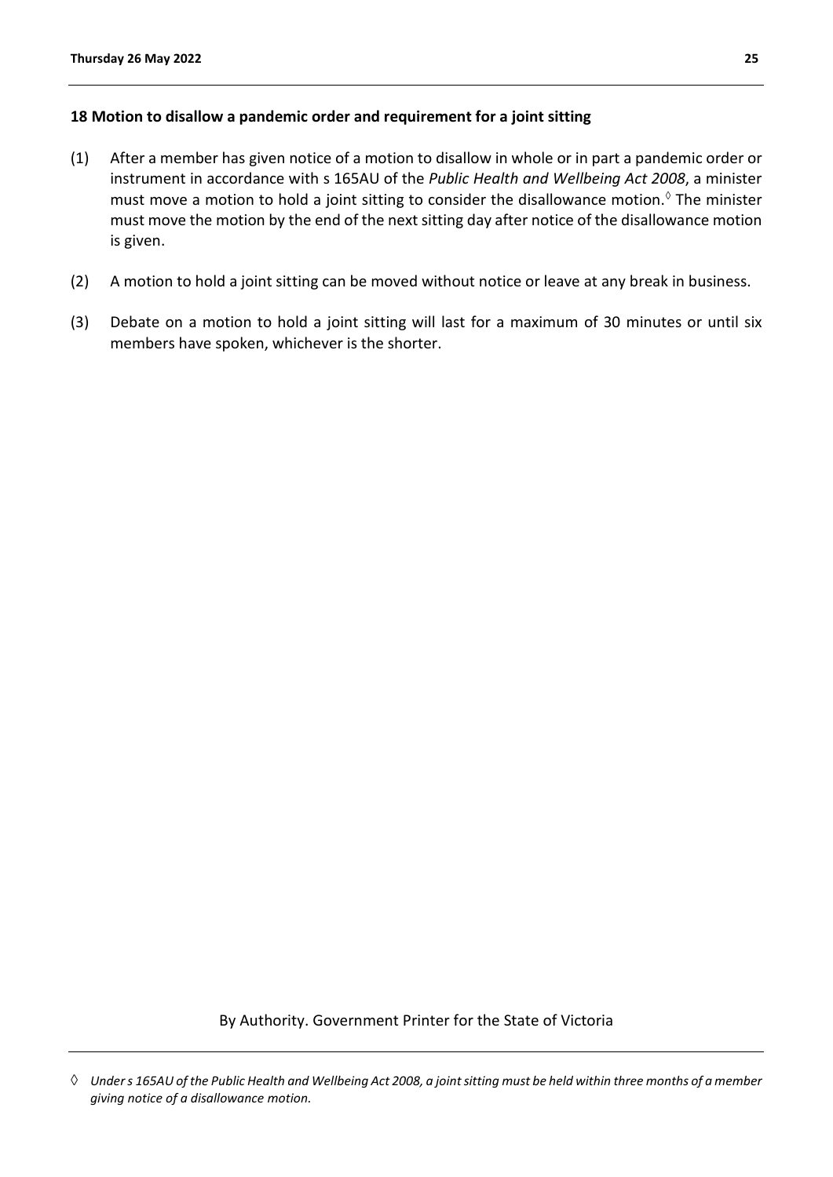**18 Motion to disallow a pandemic order and requirement for a joint sitting**

(1) After a member has given notice of a motion to disallow in whole or in part a pandemic order or instrument in accordance with s 165AU of the *Public Health and Wellbeing Act 2008*, a minister must move a motion to hold a joint sitting to consider the disallowance motion.◊ The minister must move the motion by the end of the next sitting day after notice of the disallowance motion is given.

(2) A motion to hold a joint sitting can be moved without notice or leave at any break in business.

(3) Debate on a motion to hold a joint sitting will last for a maximum of 30 minutes or until six members have spoken, whichever is the shorter.

By Authority. Government Printer for the State of Victoria

◊ *Under s 165AU of the Public Health and Wellbeing Act 2008, a joint sitting must be held within three months of a member giving notice of a disallowance motion.*